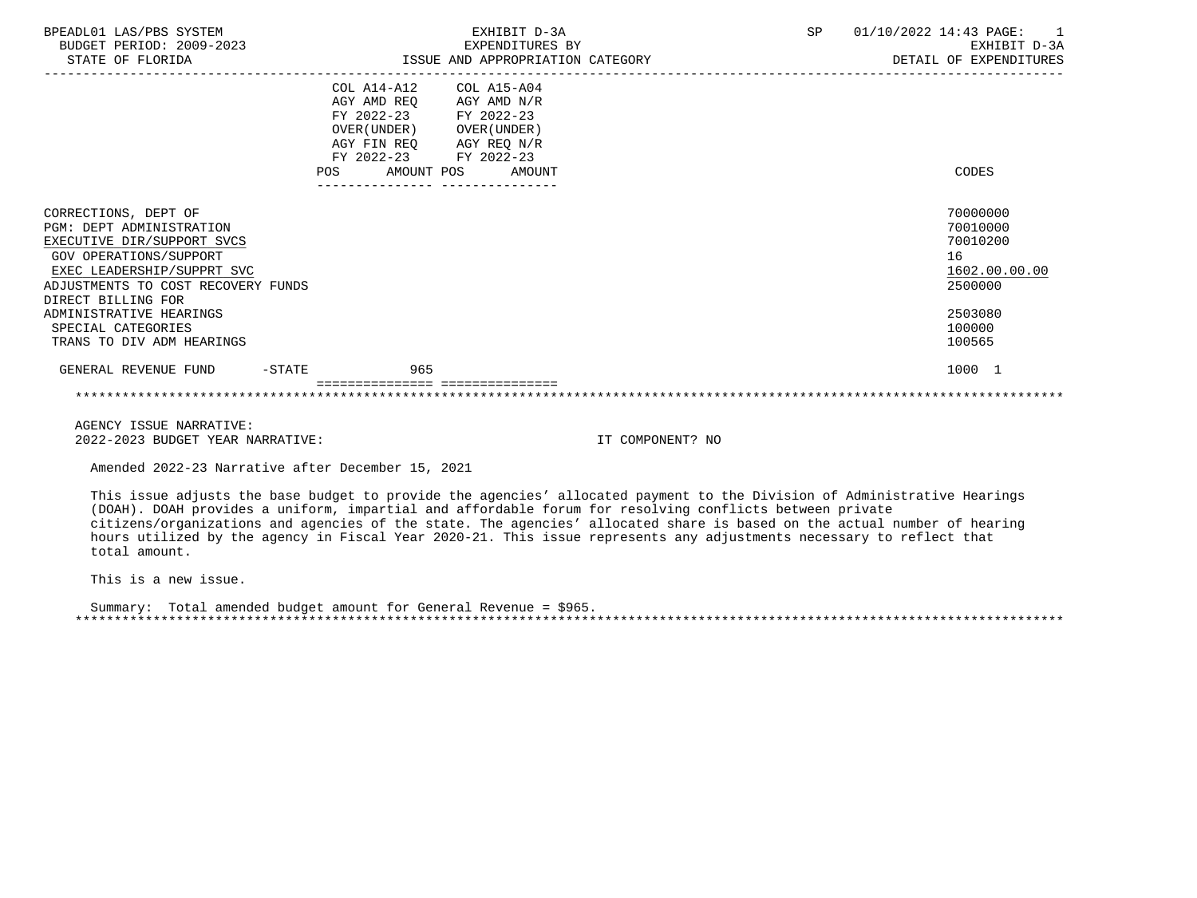BPEADL01 LAS/PBS SYSTEM | EXHIBIT D-3A | SP 01/10/2022 14:43

BUDGET PERIOD: 2009-2023 | EXPENDITURES BY | EXHIBIT D-3A

STATE OF FLORIDA | ISSUE AND APPROPRIATION CATEGORY | DETAIL OF EXPENDITURES

| | COL A14-A12 AGY AMD REQ FY 2022-23 OVER(UNDER) AGY FIN REQ FY 2022-23 | | COL A15-A04 AGY AMD N/R FY 2022-23 OVER(UNDER) AGY REQ N/R FY 2022-23 | | CODES |
|---|---|---|---|---|---|
| | POS | AMOUNT | POS | AMOUNT | |
| CORRECTIONS, DEPT OF | | | | | 70000000 |
| PGM: DEPT ADMINISTRATION | | | | | 70010000 |
| EXECUTIVE DIR/SUPPORT SVCS | | | | | 70010200 |
| GOV OPERATIONS/SUPPORT | | | | | 16 |
| EXEC LEADERSHIP/SUPPRT SVC | | | | | 1602.00.00.00 |
| ADJUSTMENTS TO COST RECOVERY FUNDS | | | | | 2500000 |
| DIRECT BILLING FOR ADMINISTRATIVE HEARINGS | | | | | 2503080 |
| SPECIAL CATEGORIES | | | | | 100000 |
| TRANS TO DIV ADM HEARINGS | | | | | 100565 |
| GENERAL REVENUE FUND -STATE | | 965 | | | 1000 1 |

AGENCY ISSUE NARRATIVE:

2022-2023 BUDGET YEAR NARRATIVE: IT COMPONENT? NO

Amended 2022-23 Narrative after December 15, 2021

This issue adjusts the base budget to provide the agencies' allocated payment to the Division of Administrative Hearings (DOAH). DOAH provides a uniform, impartial and affordable forum for resolving conflicts between private citizens/organizations and agencies of the state. The agencies' allocated share is based on the actual number of hearing hours utilized by the agency in Fiscal Year 2020-21. This issue represents any adjustments necessary to reflect that total amount.

This is a new issue.

Summary: Total amended budget amount for General Revenue = $965.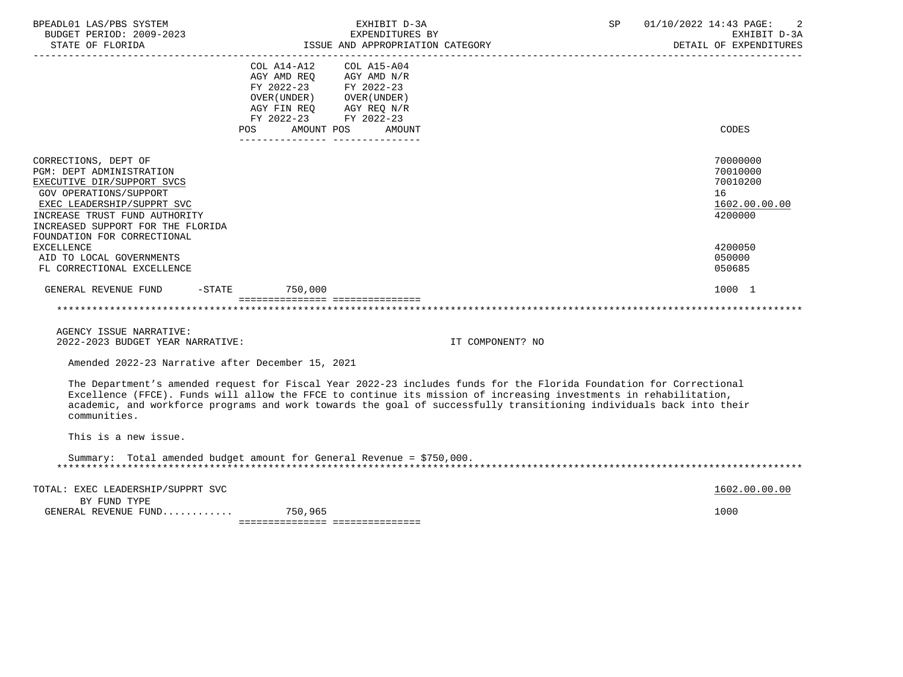BPEADL01 LAS/PBS SYSTEM | EXHIBIT D-3A | SP 01/10/2022 14:43
BUDGET PERIOD: 2009-2023 | EXPENDITURES BY | EXHIBIT D-3A
STATE OF FLORIDA | ISSUE AND APPROPRIATION CATEGORY | DETAIL OF EXPENDITURES

| | COL A14-A12 AGY AMD REQ FY 2022-23 OVER(UNDER) AGY FIN REQ FY 2022-23 | | COL A15-A04 AGY AMD N/R FY 2022-23 OVER(UNDER) AGY REQ N/R FY 2022-23 | | CODES |
|---|---|---|---|---|---|
| | POS | AMOUNT | POS | AMOUNT | |
| CORRECTIONS, DEPT OF | | | | | 70000000 |
| PGM: DEPT ADMINISTRATION | | | | | 70010000 |
| EXECUTIVE DIR/SUPPORT SVCS | | | | | 70010200 |
| GOV OPERATIONS/SUPPORT | | | | | 16 |
| EXEC LEADERSHIP/SUPPRT SVC | | | | | 1602.00.00.00 |
| INCREASE TRUST FUND AUTHORITY | | | | | 4200000 |
| INCREASED SUPPORT FOR THE FLORIDA FOUNDATION FOR CORRECTIONAL EXCELLENCE | | | | | 4200050 |
| AID TO LOCAL GOVERNMENTS | | | | | 050000 |
| FL CORRECTIONAL EXCELLENCE | | | | | 050685 |
| GENERAL REVENUE FUND -STATE | | 750,000 | | | 1000 1 |

AGENCY ISSUE NARRATIVE:
2022-2023 BUDGET YEAR NARRATIVE: IT COMPONENT? NO

Amended 2022-23 Narrative after December 15, 2021

The Department's amended request for Fiscal Year 2022-23 includes funds for the Florida Foundation for Correctional Excellence (FFCE). Funds will allow the FFCE to continue its mission of increasing investments in rehabilitation, academic, and workforce programs and work towards the goal of successfully transitioning individuals back into their communities.

This is a new issue.

Summary: Total amended budget amount for General Revenue = $750,000.

| | | | | | |
|---|---|---|---|---|---|
| TOTAL: EXEC LEADERSHIP/SUPPRT SVC | | | | | 1602.00.00.00 |
| BY FUND TYPE | | | | | |
| GENERAL REVENUE FUND............ | | 750,965 | | | 1000 |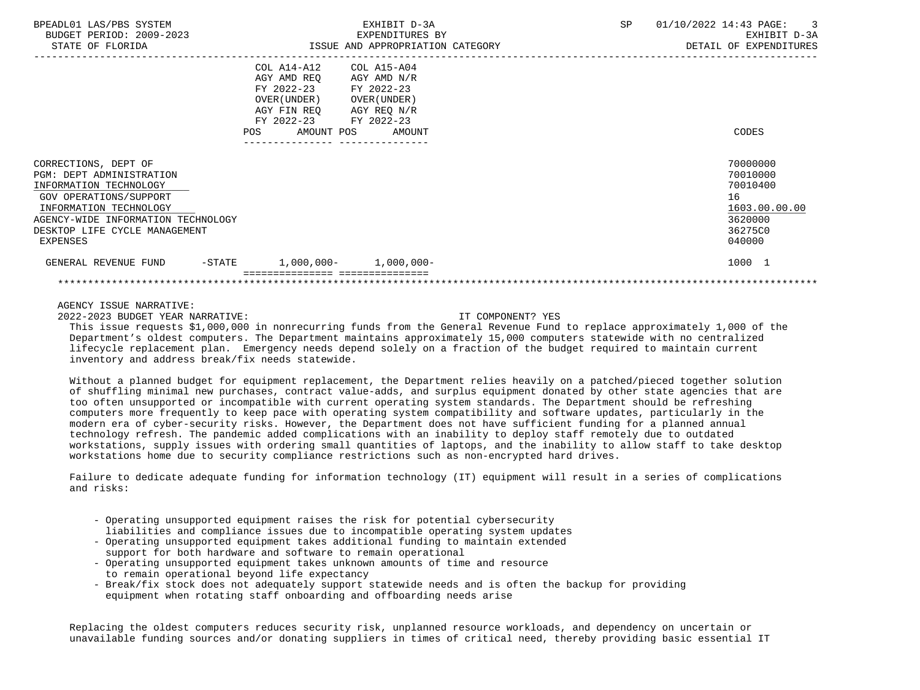BPEADL01 LAS/PBS SYSTEM — EXHIBIT D-3A — EXPENDITURES BY ISSUE AND APPROPRIATION CATEGORY — SP 01/10/2022 14:43
BUDGET PERIOD: 2009-2023 — STATE OF FLORIDA — EXHIBIT D-3A DETAIL OF EXPENDITURES

| | COL A14-A12 AGY AMD REQ FY 2022-23 OVER(UNDER) AGY FIN REQ FY 2022-23 POS | AMOUNT | COL A15-A04 AGY AMD N/R FY 2022-23 OVER(UNDER) AGY REQ N/R FY 2022-23 POS | AMOUNT | CODES |
|---|---|---|---|---|---|
| CORRECTIONS, DEPT OF | | | | | 70000000 |
| PGM: DEPT ADMINISTRATION | | | | | 70010000 |
| INFORMATION TECHNOLOGY | | | | | 70010400 |
| GOV OPERATIONS/SUPPORT | | | | | 16 |
| INFORMATION TECHNOLOGY | | | | | 1603.00.00.00 |
| AGENCY-WIDE INFORMATION TECHNOLOGY | | | | | 3620000 |
| DESKTOP LIFE CYCLE MANAGEMENT | | | | | 36275C0 |
| EXPENSES | | | | | 040000 |
| GENERAL REVENUE FUND -STATE | | 1,000,000- | | 1,000,000- | 1000 1 |

AGENCY ISSUE NARRATIVE:

2022-2023 BUDGET YEAR NARRATIVE: IT COMPONENT? YES

This issue requests $1,000,000 in nonrecurring funds from the General Revenue Fund to replace approximately 1,000 of the Department's oldest computers. The Department maintains approximately 15,000 computers statewide with no centralized lifecycle replacement plan. Emergency needs depend solely on a fraction of the budget required to maintain current inventory and address break/fix needs statewide.

Without a planned budget for equipment replacement, the Department relies heavily on a patched/pieced together solution of shuffling minimal new purchases, contract value-adds, and surplus equipment donated by other state agencies that are too often unsupported or incompatible with current operating system standards. The Department should be refreshing computers more frequently to keep pace with operating system compatibility and software updates, particularly in the modern era of cyber-security risks. However, the Department does not have sufficient funding for a planned annual technology refresh. The pandemic added complications with an inability to deploy staff remotely due to outdated workstations, supply issues with ordering small quantities of laptops, and the inability to allow staff to take desktop workstations home due to security compliance restrictions such as non-encrypted hard drives.

Failure to dedicate adequate funding for information technology (IT) equipment will result in a series of complications and risks:

- Operating unsupported equipment raises the risk for potential cybersecurity liabilities and compliance issues due to incompatible operating system updates
- Operating unsupported equipment takes additional funding to maintain extended support for both hardware and software to remain operational
- Operating unsupported equipment takes unknown amounts of time and resource to remain operational beyond life expectancy
- Break/fix stock does not adequately support statewide needs and is often the backup for providing equipment when rotating staff onboarding and offboarding needs arise

Replacing the oldest computers reduces security risk, unplanned resource workloads, and dependency on uncertain or unavailable funding sources and/or donating suppliers in times of critical need, thereby providing basic essential IT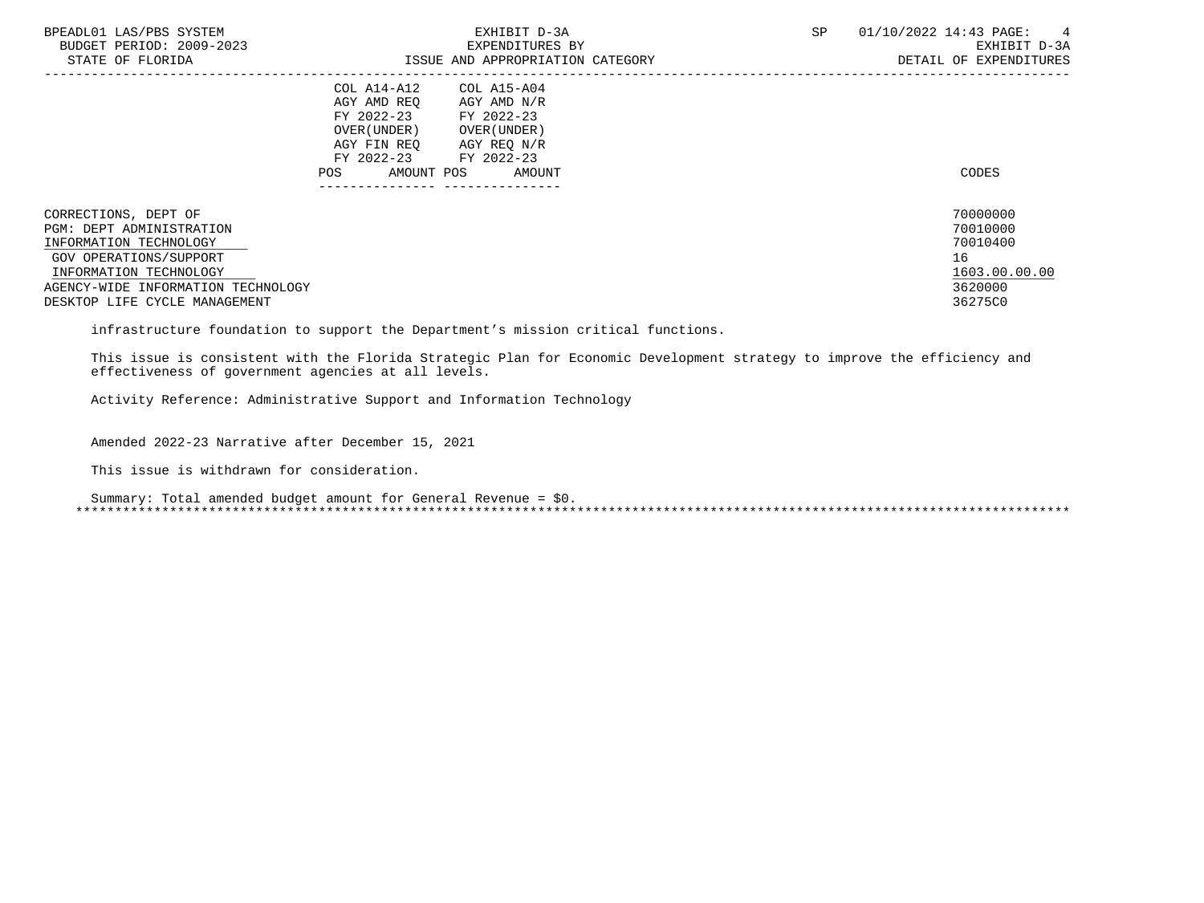| | COL A14-A12 AGY AMD REQ FY 2022-23 OVER(UNDER) AGY FIN REQ FY 2022-23 | | COL A15-A04 AGY AMD N/R FY 2022-23 OVER(UNDER) AGY REQ N/R FY 2022-23 | | |
|---|---|---|---|---|---|
| | POS | AMOUNT | POS | AMOUNT | CODES |
| CORRECTIONS, DEPT OF | | | | | 70000000 |
| PGM: DEPT ADMINISTRATION | | | | | 70010000 |
| INFORMATION TECHNOLOGY | | | | | 70010400 |
| GOV OPERATIONS/SUPPORT | | | | | 16 |
| INFORMATION TECHNOLOGY | | | | | 1603.00.00.00 |
| AGENCY-WIDE INFORMATION TECHNOLOGY | | | | | 3620000 |
| DESKTOP LIFE CYCLE MANAGEMENT | | | | | 36275C0 |

infrastructure foundation to support the Department's mission critical functions.

This issue is consistent with the Florida Strategic Plan for Economic Development strategy to improve the efficiency and effectiveness of government agencies at all levels.

Activity Reference: Administrative Support and Information Technology

Amended 2022-23 Narrative after December 15, 2021

This issue is withdrawn for consideration.

Summary: Total amended budget amount for General Revenue = $0.

*******************************************************************************************************************************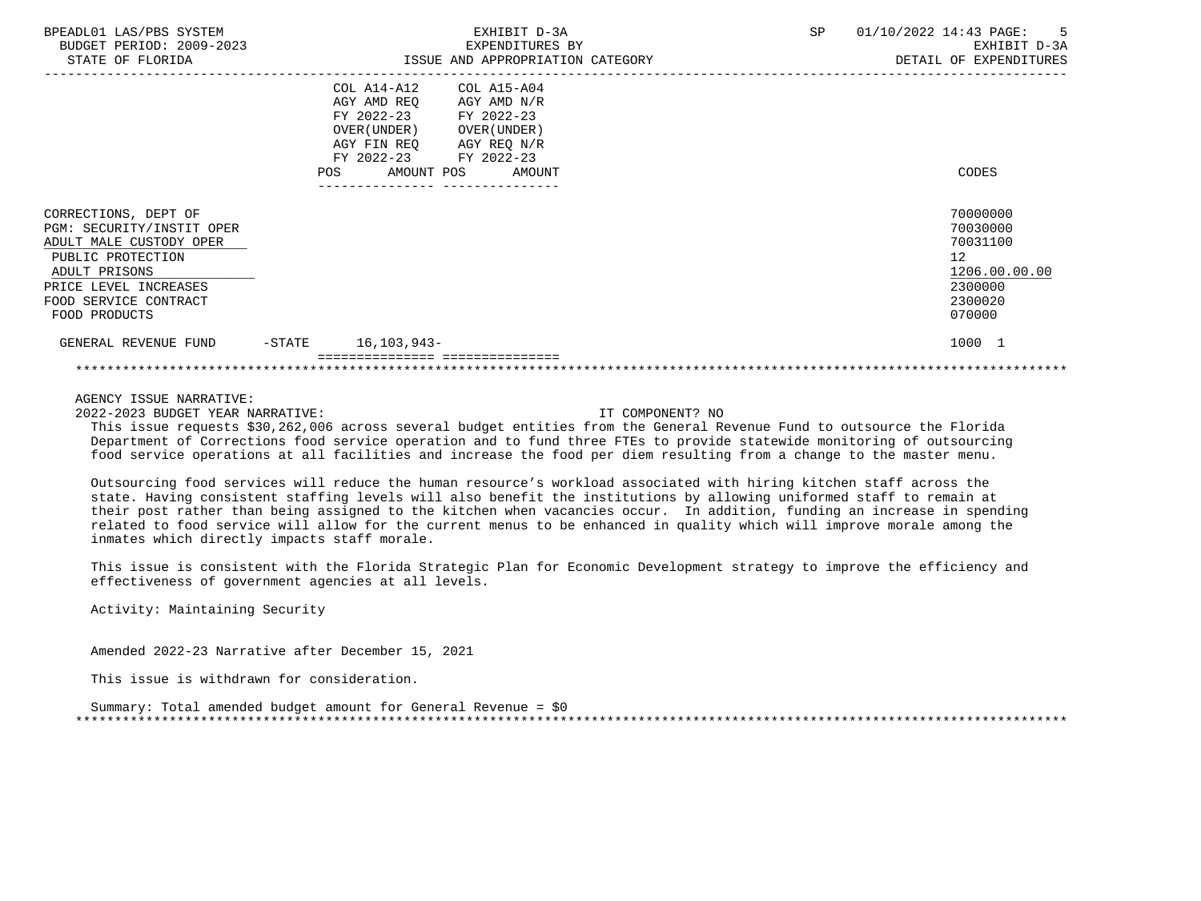BPEADL01 LAS/PBS SYSTEM | EXHIBIT D-3A | SP 01/10/2022 14:43
BUDGET PERIOD: 2009-2023 | EXPENDITURES BY | EXHIBIT D-3A
STATE OF FLORIDA | ISSUE AND APPROPRIATION CATEGORY | DETAIL OF EXPENDITURES

| | COL A14-A12 AGY AMD REQ FY 2022-23 OVER(UNDER) AGY FIN REQ FY 2022-23 | | COL A15-A04 AGY AMD N/R FY 2022-23 OVER(UNDER) AGY REQ N/R FY 2022-23 | | CODES |
|---|---|---|---|---|---|
| | POS | AMOUNT | POS | AMOUNT | |
| CORRECTIONS, DEPT OF | | | | | 70000000 |
| PGM: SECURITY/INSTIT OPER | | | | | 70030000 |
| ADULT MALE CUSTODY OPER | | | | | 70031100 |
| PUBLIC PROTECTION | | | | | 12 |
| ADULT PRISONS | | | | | 1206.00.00.00 |
| PRICE LEVEL INCREASES | | | | | 2300000 |
| FOOD SERVICE CONTRACT | | | | | 2300020 |
| FOOD PRODUCTS | | | | | 070000 |
| GENERAL REVENUE FUND -STATE | | 16,103,943- | | | 1000 1 |

AGENCY ISSUE NARRATIVE:

2022-2023 BUDGET YEAR NARRATIVE: IT COMPONENT? NO

This issue requests $30,262,006 across several budget entities from the General Revenue Fund to outsource the Florida Department of Corrections food service operation and to fund three FTEs to provide statewide monitoring of outsourcing food service operations at all facilities and increase the food per diem resulting from a change to the master menu.

Outsourcing food services will reduce the human resource's workload associated with hiring kitchen staff across the state. Having consistent staffing levels will also benefit the institutions by allowing uniformed staff to remain at their post rather than being assigned to the kitchen when vacancies occur. In addition, funding an increase in spending related to food service will allow for the current menus to be enhanced in quality which will improve morale among the inmates which directly impacts staff morale.

This issue is consistent with the Florida Strategic Plan for Economic Development strategy to improve the efficiency and effectiveness of government agencies at all levels.

Activity: Maintaining Security

Amended 2022-23 Narrative after December 15, 2021

This issue is withdrawn for consideration.

Summary: Total amended budget amount for General Revenue = $0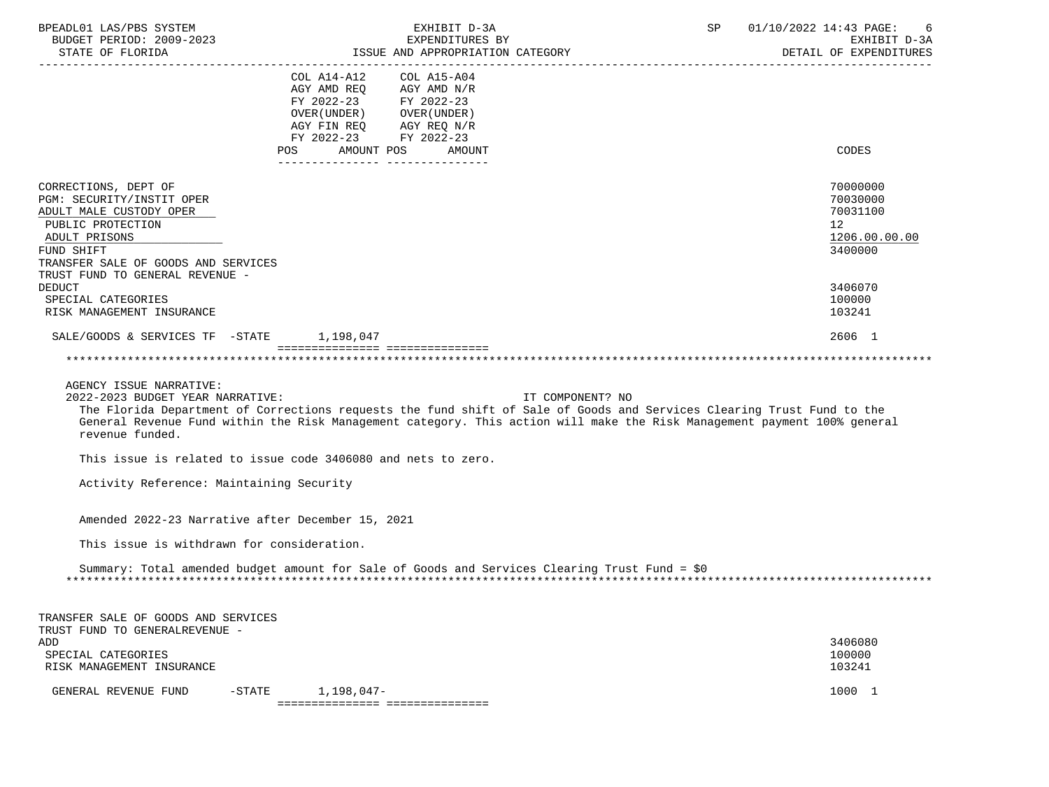| | COL A14-A12 AGY AMD REQ FY 2022-23 OVER(UNDER) AGY FIN REQ FY 2022-23 POS | AMOUNT | COL A15-A04 AGY AMD N/R FY 2022-23 OVER(UNDER) AGY REQ N/R FY 2022-23 POS | AMOUNT | CODES |
|---|---|---|---|---|---|
| CORRECTIONS, DEPT OF | | | | | 70000000 |
| PGM: SECURITY/INSTIT OPER | | | | | 70030000 |
| ADULT MALE CUSTODY OPER | | | | | 70031100 |
| PUBLIC PROTECTION | | | | | 12 |
| ADULT PRISONS | | | | | 1206.00.00.00 |
| FUND SHIFT | | | | | 3400000 |
| TRANSFER SALE OF GOODS AND SERVICES TRUST FUND TO GENERAL REVENUE - DEDUCT | | | | | 3406070 |
| SPECIAL CATEGORIES | | | | | 100000 |
| RISK MANAGEMENT INSURANCE | | | | | 103241 |
| SALE/GOODS & SERVICES TF -STATE | | 1,198,047 | | | 2606 1 |

AGENCY ISSUE NARRATIVE:

2022-2023 BUDGET YEAR NARRATIVE: IT COMPONENT? NO

The Florida Department of Corrections requests the fund shift of Sale of Goods and Services Clearing Trust Fund to the General Revenue Fund within the Risk Management category. This action will make the Risk Management payment 100% general revenue funded.

This issue is related to issue code 3406080 and nets to zero.

Activity Reference: Maintaining Security

Amended 2022-23 Narrative after December 15, 2021

This issue is withdrawn for consideration.

Summary: Total amended budget amount for Sale of Goods and Services Clearing Trust Fund = $0

| | POS | AMOUNT | POS | AMOUNT | CODES |
|---|---|---|---|---|---|
| TRANSFER SALE OF GOODS AND SERVICES TRUST FUND TO GENERALREVENUE - ADD | | | | | 3406080 |
| SPECIAL CATEGORIES | | | | | 100000 |
| RISK MANAGEMENT INSURANCE | | | | | 103241 |
| GENERAL REVENUE FUND -STATE | | 1,198,047- | | | 1000 1 |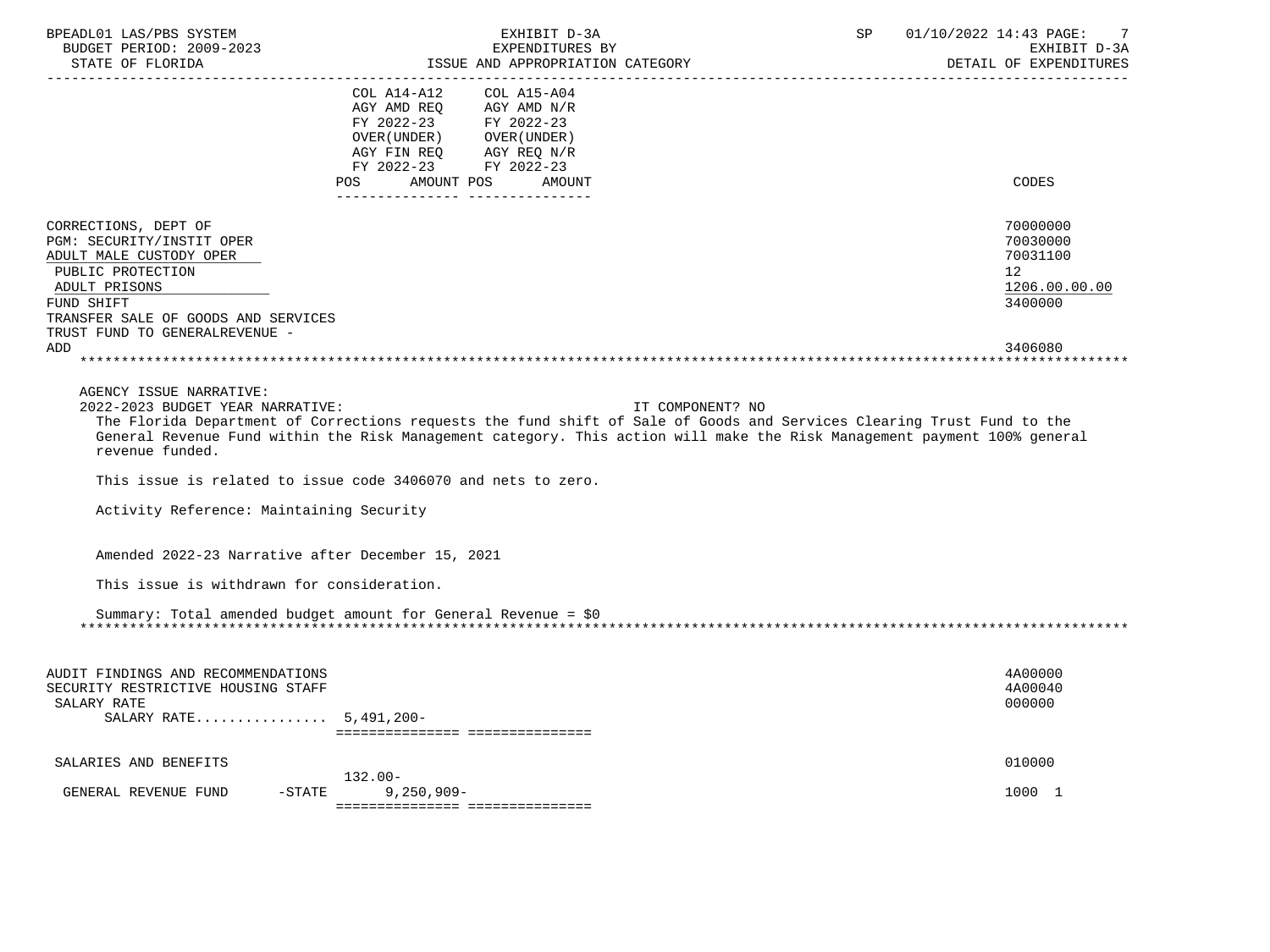BPEADL01 LAS/PBS SYSTEM | EXHIBIT D-3A | SP 01/10/2022 14:43
BUDGET PERIOD: 2009-2023 | EXPENDITURES BY | EXHIBIT D-3A
STATE OF FLORIDA | ISSUE AND APPROPRIATION CATEGORY | DETAIL OF EXPENDITURES

| | COL A14-A12 AGY AMD REQ FY 2022-23 OVER(UNDER) AGY FIN REQ FY 2022-23 | | COL A15-A04 AGY AMD N/R FY 2022-23 OVER(UNDER) AGY REQ N/R FY 2022-23 | | CODES |
|---|---|---|---|---|---|
| | POS | AMOUNT | POS | AMOUNT | |
| CORRECTIONS, DEPT OF | | | | | 70000000 |
| PGM: SECURITY/INSTIT OPER | | | | | 70030000 |
| ADULT MALE CUSTODY OPER | | | | | 70031100 |
| PUBLIC PROTECTION | | | | | 12 |
| ADULT PRISONS | | | | | 1206.00.00.00 |
| FUND SHIFT | | | | | 3400000 |
| TRANSFER SALE OF GOODS AND SERVICES TRUST FUND TO GENERALREVENUE - ADD | | | | | 3406080 |

AGENCY ISSUE NARRATIVE:

2022-2023 BUDGET YEAR NARRATIVE: IT COMPONENT? NO

The Florida Department of Corrections requests the fund shift of Sale of Goods and Services Clearing Trust Fund to the General Revenue Fund within the Risk Management category. This action will make the Risk Management payment 100% general revenue funded.

This issue is related to issue code 3406070 and nets to zero.

Activity Reference: Maintaining Security

Amended 2022-23 Narrative after December 15, 2021

This issue is withdrawn for consideration.

Summary: Total amended budget amount for General Revenue = $0

| | POS | AMOUNT | POS | AMOUNT | CODES |
|---|---|---|---|---|---|
| AUDIT FINDINGS AND RECOMMENDATIONS | | | | | 4A00000 |
| SECURITY RESTRICTIVE HOUSING STAFF | | | | | 4A00040 |
| SALARY RATE | | | | | 000000 |
| SALARY RATE................ | | 5,491,200- | | | |
| SALARIES AND BENEFITS | | | | | 010000 |
| | 132.00- | | | | |
| GENERAL REVENUE FUND -STATE | | 9,250,909- | | | 1000 1 |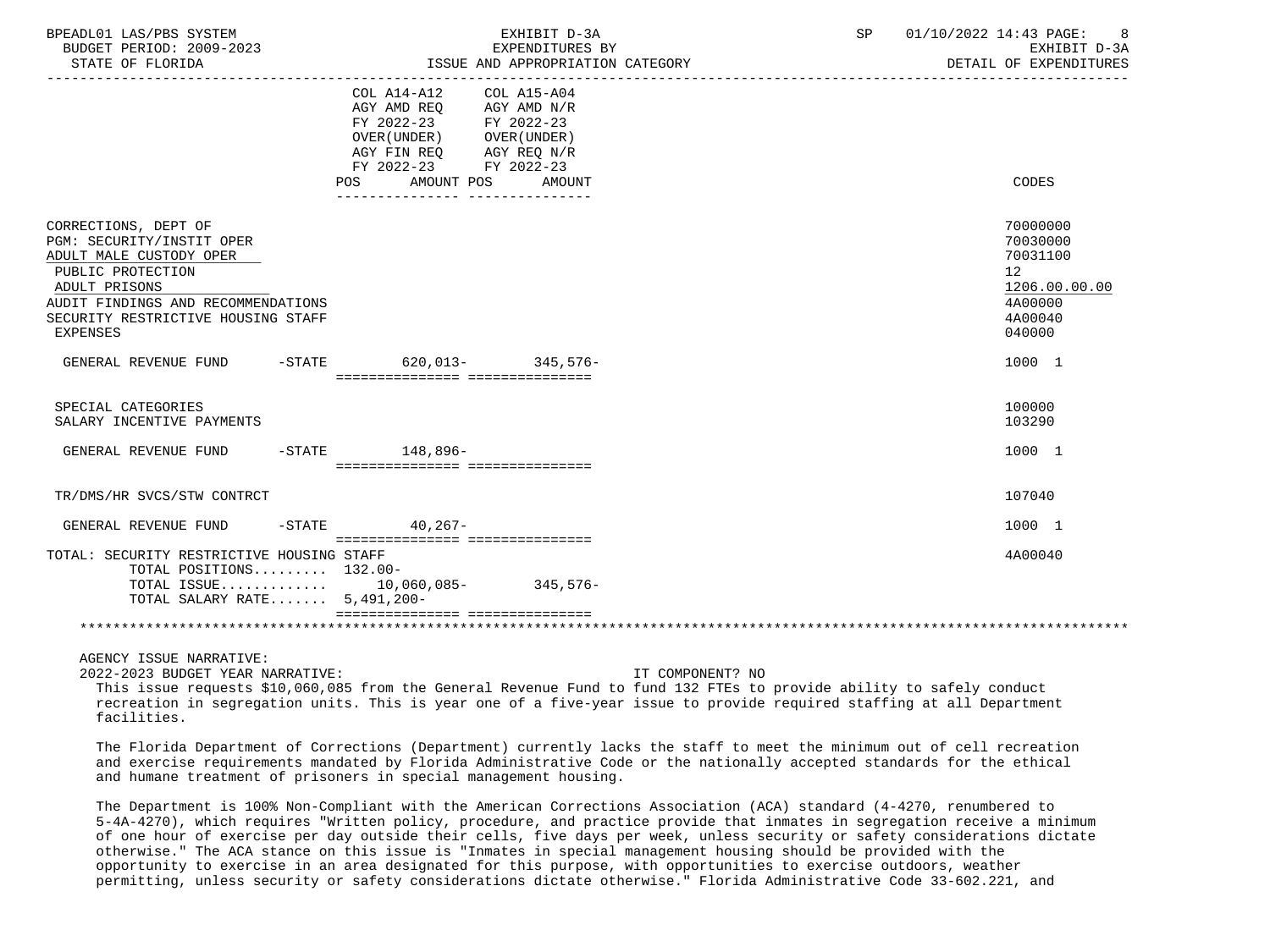| | COL A14-A12 AGY AMD REQ FY 2022-23 OVER(UNDER) AGY FIN REQ FY 2022-23 | | COL A15-A04 AGY AMD N/R FY 2022-23 OVER(UNDER) AGY REQ N/R FY 2022-23 | | CODES |
|---|---|---|---|---|---|
| | POS | AMOUNT | POS | AMOUNT | |
| CORRECTIONS, DEPT OF | | | | | 70000000 |
| PGM: SECURITY/INSTIT OPER | | | | | 70030000 |
| ADULT MALE CUSTODY OPER | | | | | 70031100 |
| PUBLIC PROTECTION | | | | | 12 |
| ADULT PRISONS | | | | | 1206.00.00.00 |
| AUDIT FINDINGS AND RECOMMENDATIONS | | | | | 4A00000 |
| SECURITY RESTRICTIVE HOUSING STAFF | | | | | 4A00040 |
| EXPENSES | | | | | 040000 |
| GENERAL REVENUE FUND -STATE | | 620,013- | | 345,576- | 1000 1 |
| SPECIAL CATEGORIES | | | | | 100000 |
| SALARY INCENTIVE PAYMENTS | | | | | 103290 |
| GENERAL REVENUE FUND -STATE | | 148,896- | | | 1000 1 |
| TR/DMS/HR SVCS/STW CONTRCT | | | | | 107040 |
| GENERAL REVENUE FUND -STATE | | 40,267- | | | 1000 1 |
| TOTAL: SECURITY RESTRICTIVE HOUSING STAFF | | | | | 4A00040 |
| TOTAL POSITIONS | 132.00- | | | | |
| TOTAL ISSUE | | 10,060,085- | | 345,576- | |
| TOTAL SALARY RATE | | 5,491,200- | | | |

AGENCY ISSUE NARRATIVE:

2022-2023 BUDGET YEAR NARRATIVE: IT COMPONENT? NO

This issue requests $10,060,085 from the General Revenue Fund to fund 132 FTEs to provide ability to safely conduct recreation in segregation units. This is year one of a five-year issue to provide required staffing at all Department facilities.

The Florida Department of Corrections (Department) currently lacks the staff to meet the minimum out of cell recreation and exercise requirements mandated by Florida Administrative Code or the nationally accepted standards for the ethical and humane treatment of prisoners in special management housing.

The Department is 100% Non-Compliant with the American Corrections Association (ACA) standard (4-4270, renumbered to 5-4A-4270), which requires "Written policy, procedure, and practice provide that inmates in segregation receive a minimum of one hour of exercise per day outside their cells, five days per week, unless security or safety considerations dictate otherwise." The ACA stance on this issue is "Inmates in special management housing should be provided with the opportunity to exercise in an area designated for this purpose, with opportunities to exercise outdoors, weather permitting, unless security or safety considerations dictate otherwise." Florida Administrative Code 33-602.221, and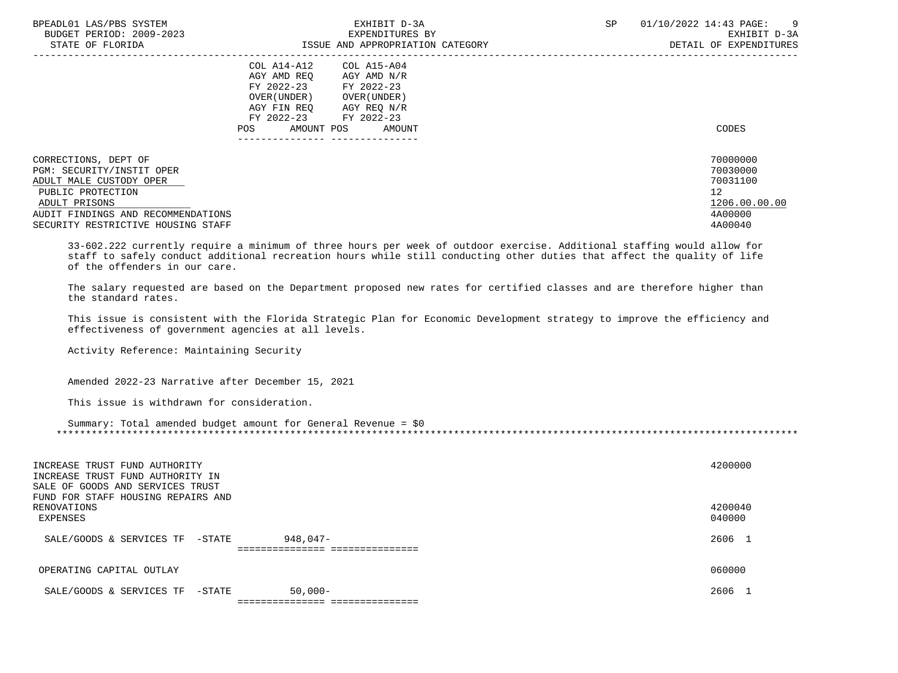| | COL A14-A12 AGY AMD REQ FY 2022-23 OVER(UNDER) AGY FIN REQ FY 2022-23 POS AMOUNT | COL A15-A04 AGY AMD N/R FY 2022-23 OVER(UNDER) AGY REQ N/R FY 2022-23 POS AMOUNT | CODES |
|---|---|---|---|
| CORRECTIONS, DEPT OF | | | 70000000 |
| PGM: SECURITY/INSTIT OPER | | | 70030000 |
| ADULT MALE CUSTODY OPER | | | 70031100 |
| PUBLIC PROTECTION | | | 12 |
| ADULT PRISONS | | | 1206.00.00.00 |
| AUDIT FINDINGS AND RECOMMENDATIONS | | | 4A00000 |
| SECURITY RESTRICTIVE HOUSING STAFF | | | 4A00040 |

33-602.222 currently require a minimum of three hours per week of outdoor exercise. Additional staffing would allow for staff to safely conduct additional recreation hours while still conducting other duties that affect the quality of life of the offenders in our care.

The salary requested are based on the Department proposed new rates for certified classes and are therefore higher than the standard rates.

This issue is consistent with the Florida Strategic Plan for Economic Development strategy to improve the efficiency and effectiveness of government agencies at all levels.

Activity Reference: Maintaining Security

Amended 2022-23 Narrative after December 15, 2021

This issue is withdrawn for consideration.

Summary: Total amended budget amount for General Revenue = $0

*****************************************************************************************************************************

| | COL A14-A12 | COL A15-A04 | CODES |
|---|---|---|---|
| INCREASE TRUST FUND AUTHORITY | | | 4200000 |
| INCREASE TRUST FUND AUTHORITY IN SALE OF GOODS AND SERVICES TRUST FUND FOR STAFF HOUSING REPAIRS AND RENOVATIONS | | | 4200040 |
| EXPENSES | | | 040000 |
| SALE/GOODS & SERVICES TF -STATE | 948,047- | | 2606 1 |
| OPERATING CAPITAL OUTLAY | | | 060000 |
| SALE/GOODS & SERVICES TF -STATE | 50,000- | | 2606 1 |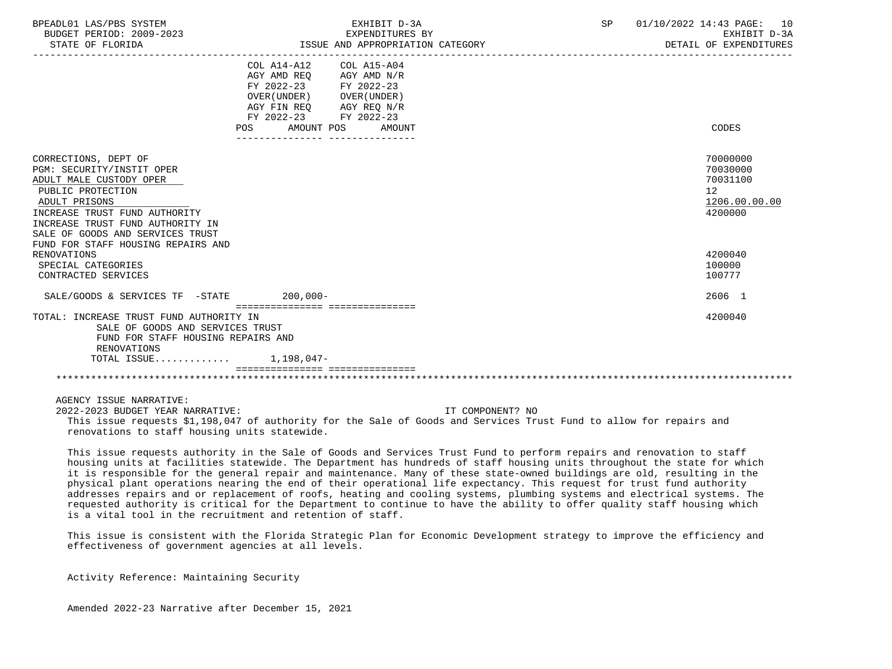| | COL A14-A12 AGY AMD REQ FY 2022-23 OVER(UNDER) AGY FIN REQ FY 2022-23 | | COL A15-A04 AGY AMD N/R FY 2022-23 OVER(UNDER) AGY REQ N/R FY 2022-23 | | |
|---|---|---|---|---|---|
| | POS | AMOUNT | POS | AMOUNT | CODES |
| CORRECTIONS, DEPT OF | | | | | 70000000 |
| PGM: SECURITY/INSTIT OPER | | | | | 70030000 |
| ADULT MALE CUSTODY OPER | | | | | 70031100 |
| PUBLIC PROTECTION | | | | | 12 |
| ADULT PRISONS | | | | | 1206.00.00.00 |
| INCREASE TRUST FUND AUTHORITY | | | | | 4200000 |
| INCREASE TRUST FUND AUTHORITY IN SALE OF GOODS AND SERVICES TRUST FUND FOR STAFF HOUSING REPAIRS AND RENOVATIONS | | | | | 4200040 |
| SPECIAL CATEGORIES | | | | | 100000 |
| CONTRACTED SERVICES | | | | | 100777 |
| SALE/GOODS & SERVICES TF -STATE | | 200,000- | | | 2606 1 |
| TOTAL: INCREASE TRUST FUND AUTHORITY IN SALE OF GOODS AND SERVICES TRUST FUND FOR STAFF HOUSING REPAIRS AND RENOVATIONS | | | | | 4200040 |
| TOTAL ISSUE............ | | 1,198,047- | | | |

AGENCY ISSUE NARRATIVE:

2022-2023 BUDGET YEAR NARRATIVE: IT COMPONENT? NO

This issue requests $1,198,047 of authority for the Sale of Goods and Services Trust Fund to allow for repairs and renovations to staff housing units statewide.

This issue requests authority in the Sale of Goods and Services Trust Fund to perform repairs and renovation to staff housing units at facilities statewide. The Department has hundreds of staff housing units throughout the state for which it is responsible for the general repair and maintenance. Many of these state-owned buildings are old, resulting in the physical plant operations nearing the end of their operational life expectancy. This request for trust fund authority addresses repairs and or replacement of roofs, heating and cooling systems, plumbing systems and electrical systems. The requested authority is critical for the Department to continue to have the ability to offer quality staff housing which is a vital tool in the recruitment and retention of staff.

This issue is consistent with the Florida Strategic Plan for Economic Development strategy to improve the efficiency and effectiveness of government agencies at all levels.

Activity Reference: Maintaining Security

Amended 2022-23 Narrative after December 15, 2021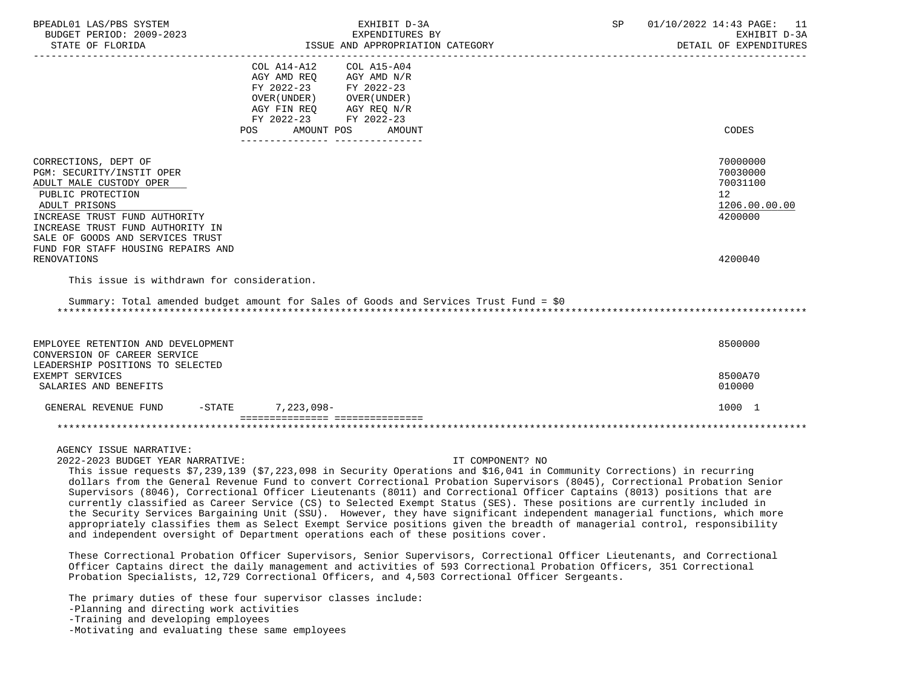BPEADL01 LAS/PBS SYSTEM | EXHIBIT D-3A | SP 01/10/2022 14:43
BUDGET PERIOD: 2009-2023 | EXPENDITURES BY | EXHIBIT D-3A
STATE OF FLORIDA | ISSUE AND APPROPRIATION CATEGORY | DETAIL OF EXPENDITURES

| | COL A14-A12 AGY AMD REQ FY 2022-23 OVER(UNDER) AGY FIN REQ FY 2022-23 POS AMOUNT | COL A15-A04 AGY AMD N/R FY 2022-23 OVER(UNDER) AGY REQ N/R FY 2022-23 POS AMOUNT | CODES |
|---|---|---|---|
| CORRECTIONS, DEPT OF | | | 70000000 |
| PGM: SECURITY/INSTIT OPER | | | 70030000 |
| ADULT MALE CUSTODY OPER | | | 70031100 |
| PUBLIC PROTECTION | | | 12 |
| ADULT PRISONS | | | 1206.00.00.00 |
| INCREASE TRUST FUND AUTHORITY | | | 4200000 |
| INCREASE TRUST FUND AUTHORITY IN SALE OF GOODS AND SERVICES TRUST FUND FOR STAFF HOUSING REPAIRS AND RENOVATIONS | | | 4200040 |

This issue is withdrawn for consideration.

Summary: Total amended budget amount for Sales of Goods and Services Trust Fund = $0

******************************************************************************************

| | COL A14-A12 POS AMOUNT | COL A15-A04 POS AMOUNT | CODES |
|---|---|---|---|
| EMPLOYEE RETENTION AND DEVELOPMENT | | | 8500000 |
| CONVERSION OF CAREER SERVICE LEADERSHIP POSITIONS TO SELECTED EXEMPT SERVICES | | | 8500A70 |
| SALARIES AND BENEFITS | | | 010000 |
| GENERAL REVENUE FUND -STATE | 7,223,098- | | 1000 1 |

******************************************************************************************

AGENCY ISSUE NARRATIVE:
2022-2023 BUDGET YEAR NARRATIVE: IT COMPONENT? NO

This issue requests $7,239,139 ($7,223,098 in Security Operations and $16,041 in Community Corrections) in recurring dollars from the General Revenue Fund to convert Correctional Probation Supervisors (8045), Correctional Probation Senior Supervisors (8046), Correctional Officer Lieutenants (8011) and Correctional Officer Captains (8013) positions that are currently classified as Career Service (CS) to Selected Exempt Status (SES). These positions are currently included in the Security Services Bargaining Unit (SSU). However, they have significant independent managerial functions, which more appropriately classifies them as Select Exempt Service positions given the breadth of managerial control, responsibility and independent oversight of Department operations each of these positions cover.

These Correctional Probation Officer Supervisors, Senior Supervisors, Correctional Officer Lieutenants, and Correctional Officer Captains direct the daily management and activities of 593 Correctional Probation Officers, 351 Correctional Probation Specialists, 12,729 Correctional Officers, and 4,503 Correctional Officer Sergeants.

The primary duties of these four supervisor classes include:
-Planning and directing work activities
-Training and developing employees
-Motivating and evaluating these same employees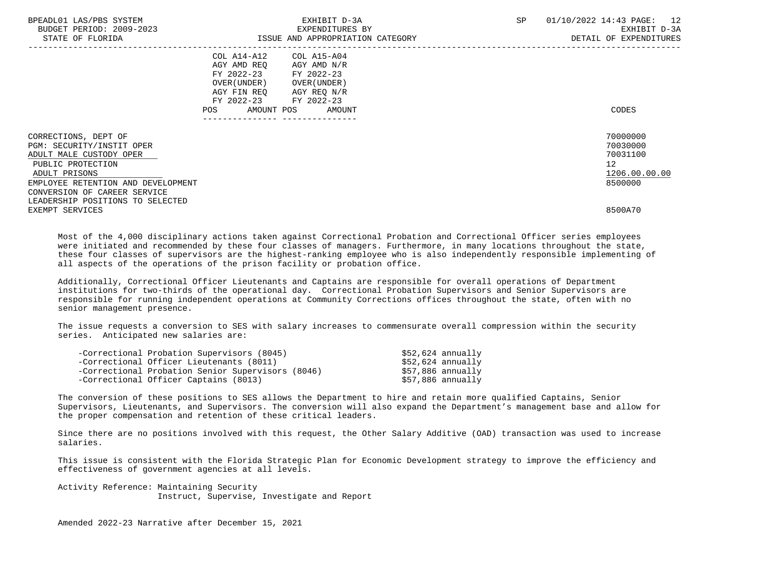| | COL A14-A12 AGY AMD REQ FY 2022-23 OVER(UNDER) AGY FIN REQ FY 2022-23 | | COL A15-A04 AGY AMD N/R FY 2022-23 OVER(UNDER) AGY REQ N/R FY 2022-23 | | |
|---|---|---|---|---|---|
| | POS | AMOUNT | POS | AMOUNT | CODES |
| CORRECTIONS, DEPT OF | | | | | 70000000 |
| PGM: SECURITY/INSTIT OPER | | | | | 70030000 |
| ADULT MALE CUSTODY OPER | | | | | 70031100 |
| PUBLIC PROTECTION | | | | | 12 |
| ADULT PRISONS | | | | | 1206.00.00.00 |
| EMPLOYEE RETENTION AND DEVELOPMENT | | | | | 8500000 |
| CONVERSION OF CAREER SERVICE LEADERSHIP POSITIONS TO SELECTED EXEMPT SERVICES | | | | | 8500A70 |

Most of the 4,000 disciplinary actions taken against Correctional Probation and Correctional Officer series employees were initiated and recommended by these four classes of managers. Furthermore, in many locations throughout the state, these four classes of supervisors are the highest-ranking employee who is also independently responsible implementing of all aspects of the operations of the prison facility or probation office.

Additionally, Correctional Officer Lieutenants and Captains are responsible for overall operations of Department institutions for two-thirds of the operational day. Correctional Probation Supervisors and Senior Supervisors are responsible for running independent operations at Community Corrections offices throughout the state, often with no senior management presence.

The issue requests a conversion to SES with salary increases to commensurate overall compression within the security series. Anticipated new salaries are:

- -Correctional Probation Supervisors (8045) $52,624 annually
- -Correctional Officer Lieutenants (8011) $52,624 annually
- -Correctional Probation Senior Supervisors (8046) $57,886 annually
- -Correctional Officer Captains (8013) $57,886 annually

The conversion of these positions to SES allows the Department to hire and retain more qualified Captains, Senior Supervisors, Lieutenants, and Supervisors. The conversion will also expand the Department's management base and allow for the proper compensation and retention of these critical leaders.

Since there are no positions involved with this request, the Other Salary Additive (OAD) transaction was used to increase salaries.

This issue is consistent with the Florida Strategic Plan for Economic Development strategy to improve the efficiency and effectiveness of government agencies at all levels.

Activity Reference: Maintaining Security
Instruct, Supervise, Investigate and Report

Amended 2022-23 Narrative after December 15, 2021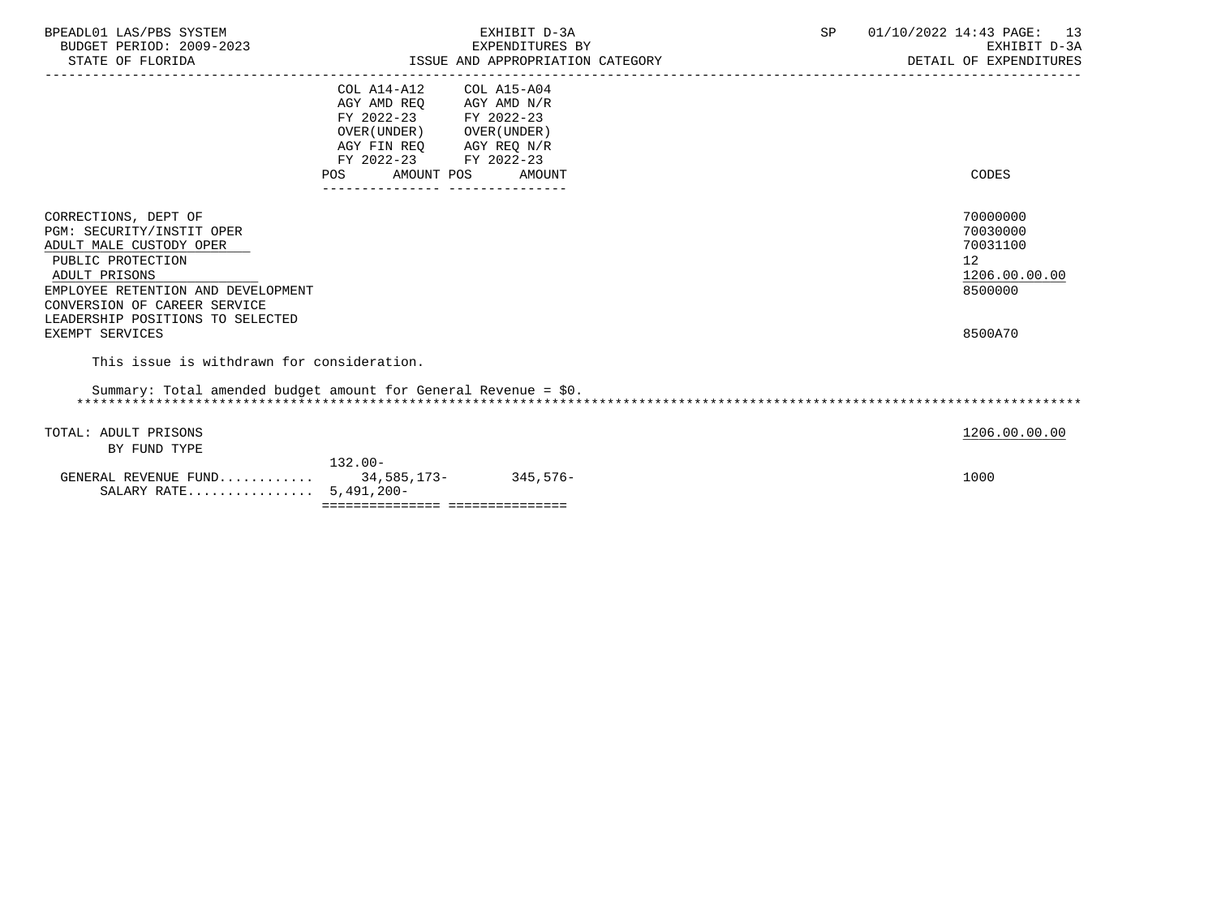BPEADL01 LAS/PBS SYSTEM | EXHIBIT D-3A | SP 01/10/2022 14:43

BUDGET PERIOD: 2009-2023 | EXPENDITURES BY | EXHIBIT D-3A

STATE OF FLORIDA | ISSUE AND APPROPRIATION CATEGORY | DETAIL OF EXPENDITURES

| | COL A14-A12 AGY AMD REQ FY 2022-23 OVER(UNDER) AGY FIN REQ FY 2022-23 | | COL A15-A04 AGY AMD N/R FY 2022-23 OVER(UNDER) AGY REQ N/R FY 2022-23 | | CODES |
|---|---|---|---|---|---|
| | POS | AMOUNT | POS | AMOUNT | |
| CORRECTIONS, DEPT OF | | | | | 70000000 |
| PGM: SECURITY/INSTIT OPER | | | | | 70030000 |
| ADULT MALE CUSTODY OPER | | | | | 70031100 |
| PUBLIC PROTECTION | | | | | 12 |
| ADULT PRISONS | | | | | 1206.00.00.00 |
| EMPLOYEE RETENTION AND DEVELOPMENT | | | | | 8500000 |
| CONVERSION OF CAREER SERVICE LEADERSHIP POSITIONS TO SELECTED EXEMPT SERVICES | | | | | 8500A70 |

This issue is withdrawn for consideration.

Summary: Total amended budget amount for General Revenue = $0.

************************************************************************************************************************

| | POS | AMOUNT | POS | AMOUNT | CODES |
|---|---|---|---|---|---|
| TOTAL: ADULT PRISONS | | | | | 1206.00.00.00 |
| BY FUND TYPE | | | | | |
| GENERAL REVENUE FUND | 132.00- | 34,585,173- | | 345,576- | 1000 |
| SALARY RATE | | 5,491,200- | | | |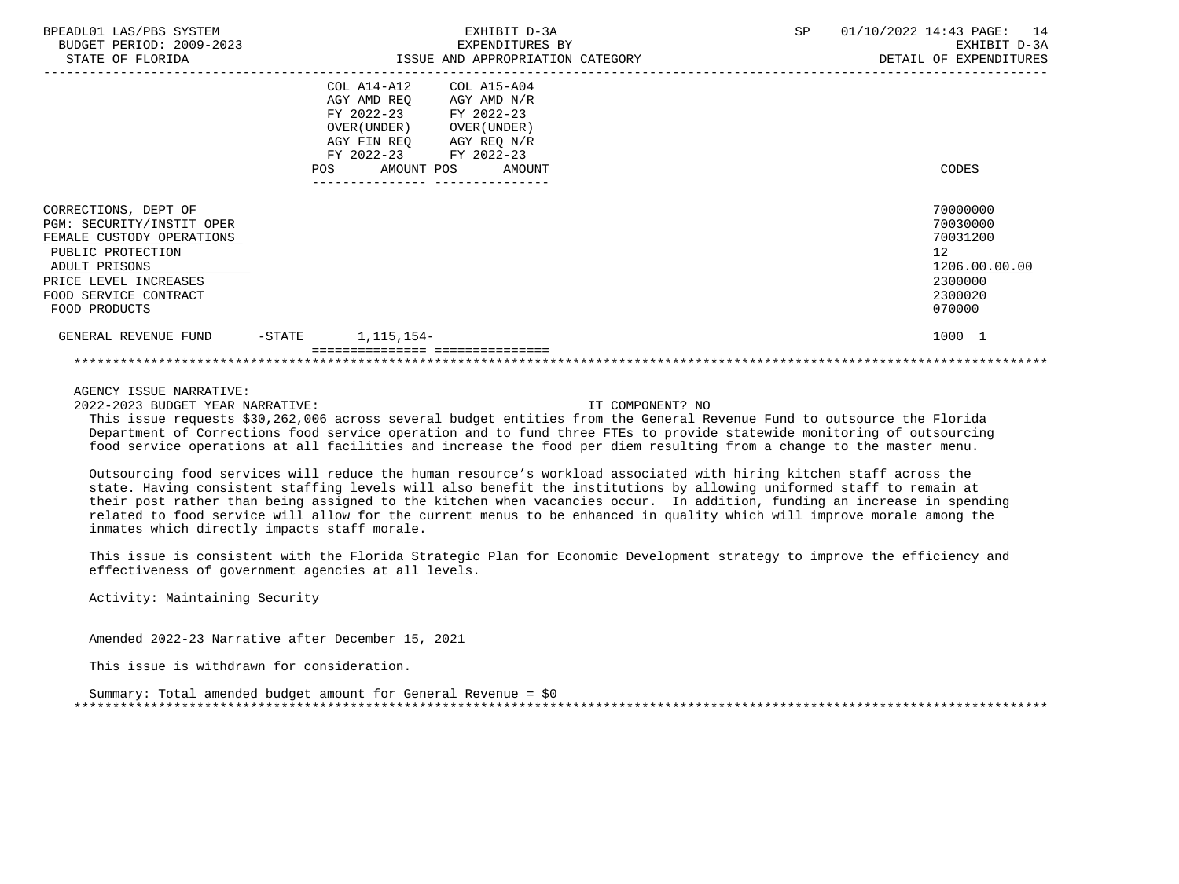BPEADL01 LAS/PBS SYSTEM | EXHIBIT D-3A | SP 01/10/2022 14:43

BUDGET PERIOD: 2009-2023 | EXPENDITURES BY | EXHIBIT D-3A

STATE OF FLORIDA | ISSUE AND APPROPRIATION CATEGORY | DETAIL OF EXPENDITURES

| | COL A14-A12 AGY AMD REQ FY 2022-23 OVER(UNDER) AGY FIN REQ FY 2022-23 | | COL A15-A04 AGY AMD N/R FY 2022-23 OVER(UNDER) AGY REQ N/R FY 2022-23 | | CODES |
|---|---|---|---|---|---|
| | POS | AMOUNT | POS | AMOUNT | |
| CORRECTIONS, DEPT OF | | | | | 70000000 |
| PGM: SECURITY/INSTIT OPER | | | | | 70030000 |
| FEMALE CUSTODY OPERATIONS | | | | | 70031200 |
| PUBLIC PROTECTION | | | | | 12 |
| ADULT PRISONS | | | | | 1206.00.00.00 |
| PRICE LEVEL INCREASES | | | | | 2300000 |
| FOOD SERVICE CONTRACT | | | | | 2300020 |
| FOOD PRODUCTS | | | | | 070000 |
| GENERAL REVENUE FUND -STATE | | 1,115,154- | | | 1000 1 |

AGENCY ISSUE NARRATIVE:

2022-2023 BUDGET YEAR NARRATIVE: IT COMPONENT? NO

This issue requests $30,262,006 across several budget entities from the General Revenue Fund to outsource the Florida Department of Corrections food service operation and to fund three FTEs to provide statewide monitoring of outsourcing food service operations at all facilities and increase the food per diem resulting from a change to the master menu.

Outsourcing food services will reduce the human resource's workload associated with hiring kitchen staff across the state. Having consistent staffing levels will also benefit the institutions by allowing uniformed staff to remain at their post rather than being assigned to the kitchen when vacancies occur. In addition, funding an increase in spending related to food service will allow for the current menus to be enhanced in quality which will improve morale among the inmates which directly impacts staff morale.

This issue is consistent with the Florida Strategic Plan for Economic Development strategy to improve the efficiency and effectiveness of government agencies at all levels.

Activity: Maintaining Security

Amended 2022-23 Narrative after December 15, 2021

This issue is withdrawn for consideration.

Summary: Total amended budget amount for General Revenue = $0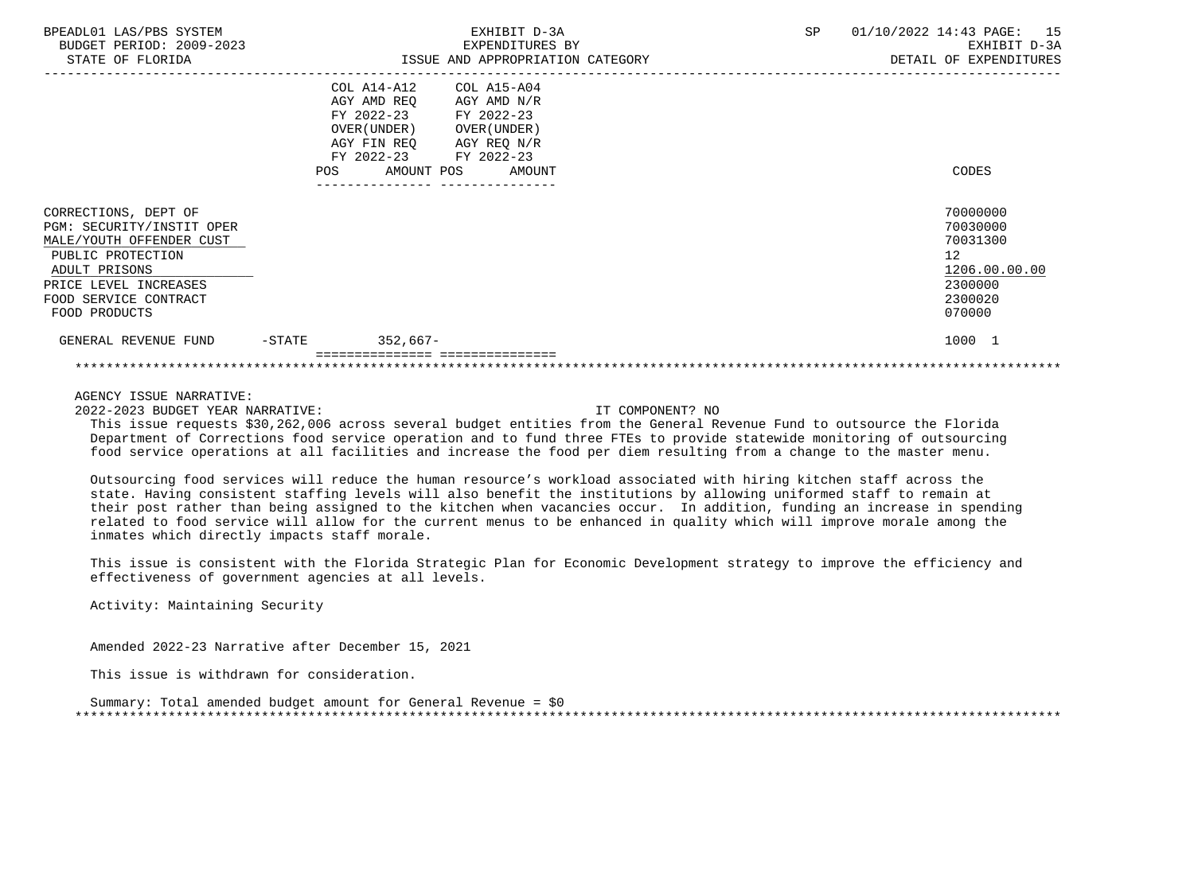| | COL A14-A12 AGY AMD REQ FY 2022-23 OVER(UNDER) AGY FIN REQ FY 2022-23 | | COL A15-A04 AGY AMD N/R FY 2022-23 OVER(UNDER) AGY REQ N/R FY 2022-23 | | CODES |
|---|---|---|---|---|---|
| | POS | AMOUNT | POS | AMOUNT | |
| CORRECTIONS, DEPT OF | | | | | 70000000 |
| PGM: SECURITY/INSTIT OPER | | | | | 70030000 |
| MALE/YOUTH OFFENDER CUST | | | | | 70031300 |
| PUBLIC PROTECTION | | | | | 12 |
| ADULT PRISONS | | | | | 1206.00.00.00 |
| PRICE LEVEL INCREASES | | | | | 2300000 |
| FOOD SERVICE CONTRACT | | | | | 2300020 |
| FOOD PRODUCTS | | | | | 070000 |
| GENERAL REVENUE FUND -STATE | | 352,667- | | | 1000 1 |

AGENCY ISSUE NARRATIVE:

2022-2023 BUDGET YEAR NARRATIVE: IT COMPONENT? NO

This issue requests $30,262,006 across several budget entities from the General Revenue Fund to outsource the Florida Department of Corrections food service operation and to fund three FTEs to provide statewide monitoring of outsourcing food service operations at all facilities and increase the food per diem resulting from a change to the master menu.

Outsourcing food services will reduce the human resource's workload associated with hiring kitchen staff across the state. Having consistent staffing levels will also benefit the institutions by allowing uniformed staff to remain at their post rather than being assigned to the kitchen when vacancies occur. In addition, funding an increase in spending related to food service will allow for the current menus to be enhanced in quality which will improve morale among the inmates which directly impacts staff morale.

This issue is consistent with the Florida Strategic Plan for Economic Development strategy to improve the efficiency and effectiveness of government agencies at all levels.

Activity: Maintaining Security

Amended 2022-23 Narrative after December 15, 2021

This issue is withdrawn for consideration.

Summary: Total amended budget amount for General Revenue = $0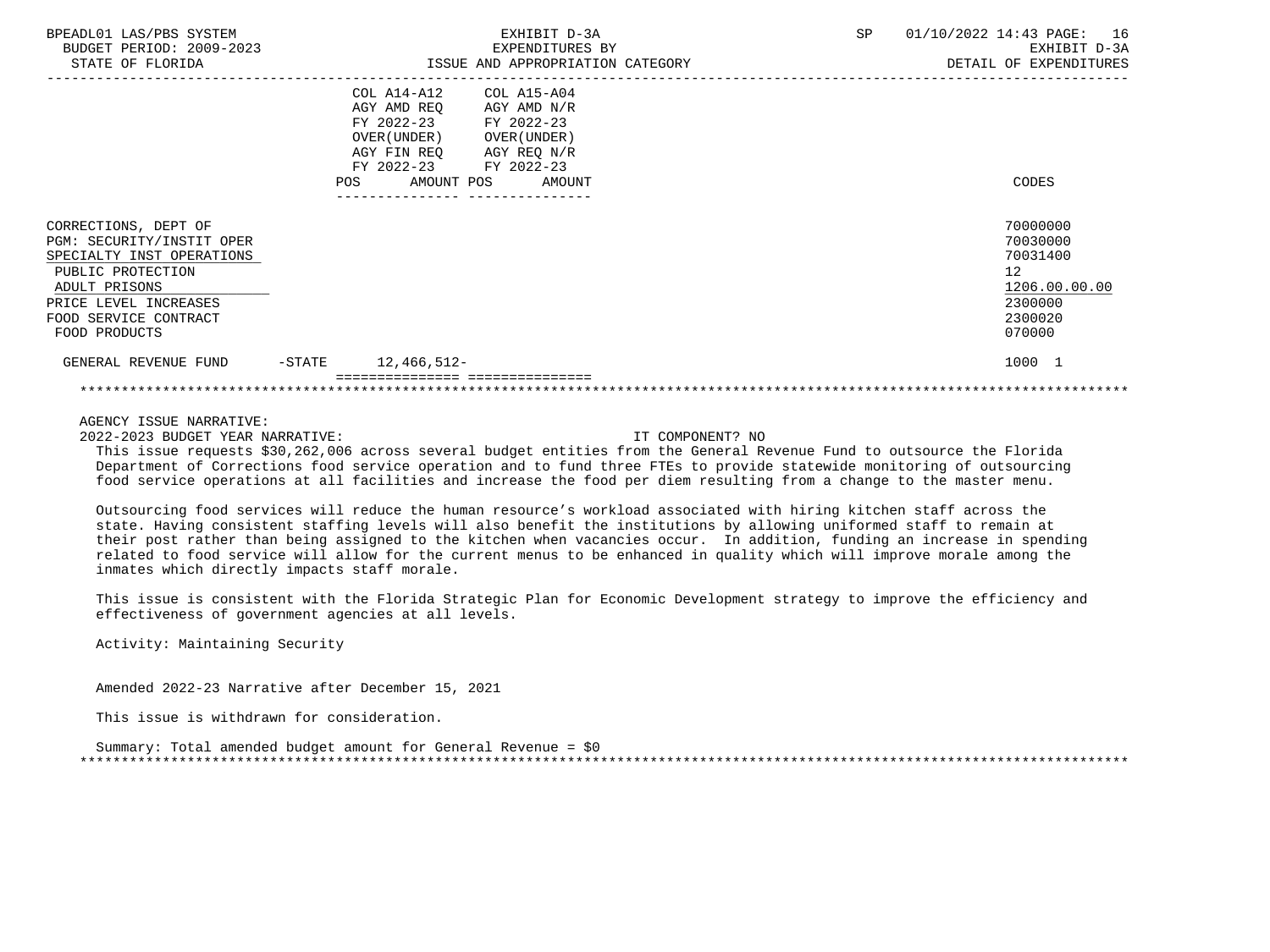BPEADL01 LAS/PBS SYSTEM — EXHIBIT D-3A — EXPENDITURES BY ISSUE AND APPROPRIATION CATEGORY — DETAIL OF EXPENDITURES

BUDGET PERIOD: 2009-2023

STATE OF FLORIDA

SP 01/10/2022 14:43

| | COL A14-A12 AGY AMD REQ FY 2022-23 OVER(UNDER) AGY FIN REQ FY 2022-23 POS | AMOUNT | COL A15-A04 AGY AMD N/R FY 2022-23 OVER(UNDER) AGY REQ N/R FY 2022-23 POS | AMOUNT | CODES |
|---|---|---|---|---|---|
| CORRECTIONS, DEPT OF | | | | | 70000000 |
| PGM: SECURITY/INSTIT OPER | | | | | 70030000 |
| SPECIALTY INST OPERATIONS | | | | | 70031400 |
| PUBLIC PROTECTION | | | | | 12 |
| ADULT PRISONS | | | | | 1206.00.00.00 |
| PRICE LEVEL INCREASES | | | | | 2300000 |
| FOOD SERVICE CONTRACT | | | | | 2300020 |
| FOOD PRODUCTS | | | | | 070000 |
| GENERAL REVENUE FUND -STATE | | 12,466,512- | | | 1000 1 |

AGENCY ISSUE NARRATIVE:

2022-2023 BUDGET YEAR NARRATIVE: IT COMPONENT? NO

This issue requests $30,262,006 across several budget entities from the General Revenue Fund to outsource the Florida Department of Corrections food service operation and to fund three FTEs to provide statewide monitoring of outsourcing food service operations at all facilities and increase the food per diem resulting from a change to the master menu.

Outsourcing food services will reduce the human resource's workload associated with hiring kitchen staff across the state. Having consistent staffing levels will also benefit the institutions by allowing uniformed staff to remain at their post rather than being assigned to the kitchen when vacancies occur. In addition, funding an increase in spending related to food service will allow for the current menus to be enhanced in quality which will improve morale among the inmates which directly impacts staff morale.

This issue is consistent with the Florida Strategic Plan for Economic Development strategy to improve the efficiency and effectiveness of government agencies at all levels.

Activity: Maintaining Security

Amended 2022-23 Narrative after December 15, 2021

This issue is withdrawn for consideration.

Summary: Total amended budget amount for General Revenue = $0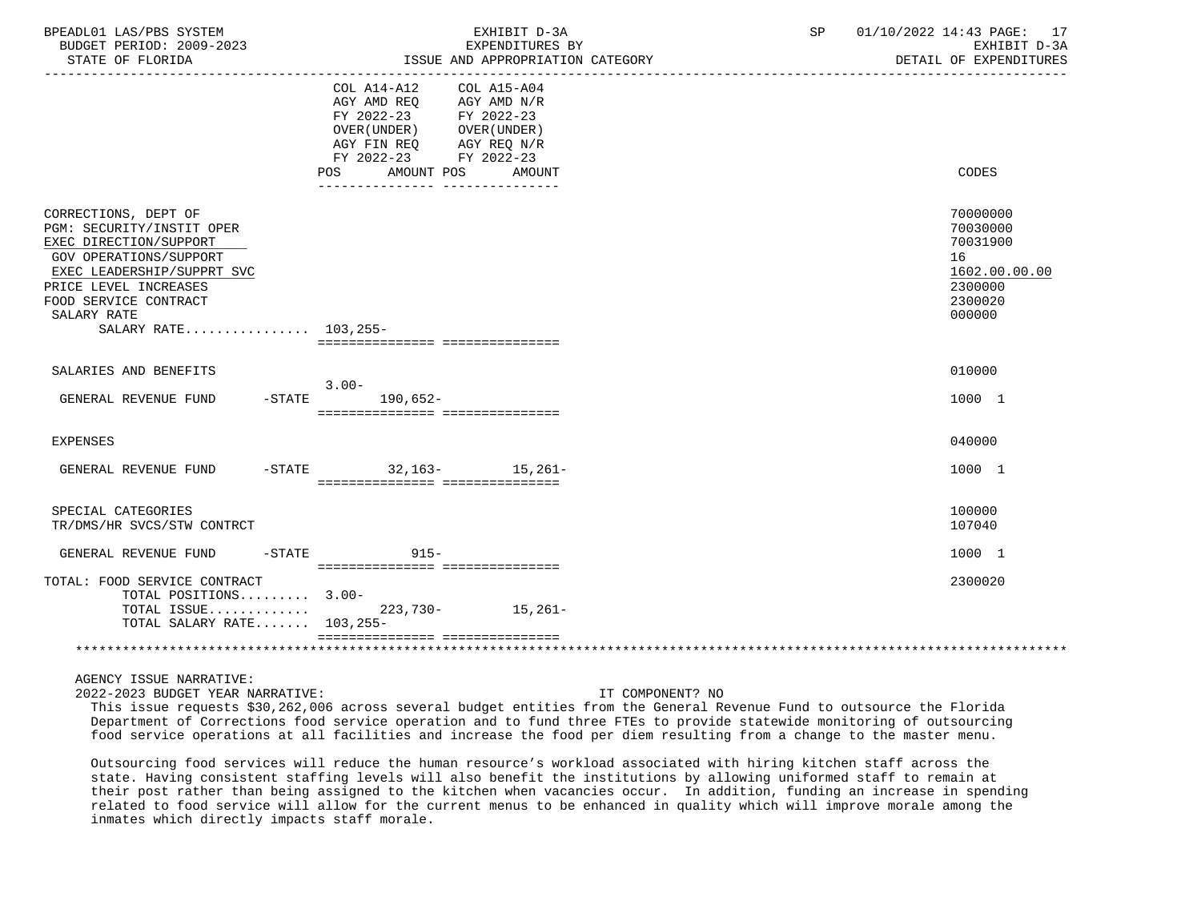BPEADL01 LAS/PBS SYSTEM — EXHIBIT D-3A — EXPENDITURES BY ISSUE AND APPROPRIATION CATEGORY

BUDGET PERIOD: 2009-2023 — STATE OF FLORIDA — SP 01/10/2022 14:43 — EXHIBIT D-3A DETAIL OF EXPENDITURES

| | COL A14-A12 AGY AMD REQ FY 2022-23 OVER(UNDER) AGY FIN REQ FY 2022-23 POS | AMOUNT | COL A15-A04 AGY AMD N/R FY 2022-23 OVER(UNDER) AGY REQ N/R FY 2022-23 POS | AMOUNT | CODES |
|---|---|---|---|---|---|
| CORRECTIONS, DEPT OF | | | | | 70000000 |
| PGM: SECURITY/INSTIT OPER | | | | | 70030000 |
| EXEC DIRECTION/SUPPORT | | | | | 70031900 |
| GOV OPERATIONS/SUPPORT | | | | | 16 |
| EXEC LEADERSHIP/SUPPRT SVC | | | | | 1602.00.00.00 |
| PRICE LEVEL INCREASES | | | | | 2300000 |
| FOOD SERVICE CONTRACT | | | | | 2300020 |
| SALARY RATE | | | | | 000000 |
| SALARY RATE................ | 103,255- | | | | |
| SALARIES AND BENEFITS | | | | | 010000 |
| GENERAL REVENUE FUND -STATE | 3.00- | 190,652- | | | 1000 1 |
| EXPENSES | | | | | 040000 |
| GENERAL REVENUE FUND -STATE | | 32,163- | | 15,261- | 1000 1 |
| SPECIAL CATEGORIES | | | | | 100000 |
| TR/DMS/HR SVCS/STW CONTRCT | | | | | 107040 |
| GENERAL REVENUE FUND -STATE | | 915- | | | 1000 1 |
| TOTAL: FOOD SERVICE CONTRACT | | | | | 2300020 |
| TOTAL POSITIONS......... | 3.00- | | | | |
| TOTAL ISSUE............ | | 223,730- | | 15,261- | |
| TOTAL SALARY RATE....... | 103,255- | | | | |

AGENCY ISSUE NARRATIVE:

2022-2023 BUDGET YEAR NARRATIVE: IT COMPONENT? NO

This issue requests $30,262,006 across several budget entities from the General Revenue Fund to outsource the Florida Department of Corrections food service operation and to fund three FTEs to provide statewide monitoring of outsourcing food service operations at all facilities and increase the food per diem resulting from a change to the master menu.

Outsourcing food services will reduce the human resource's workload associated with hiring kitchen staff across the state. Having consistent staffing levels will also benefit the institutions by allowing uniformed staff to remain at their post rather than being assigned to the kitchen when vacancies occur. In addition, funding an increase in spending related to food service will allow for the current menus to be enhanced in quality which will improve morale among the inmates which directly impacts staff morale.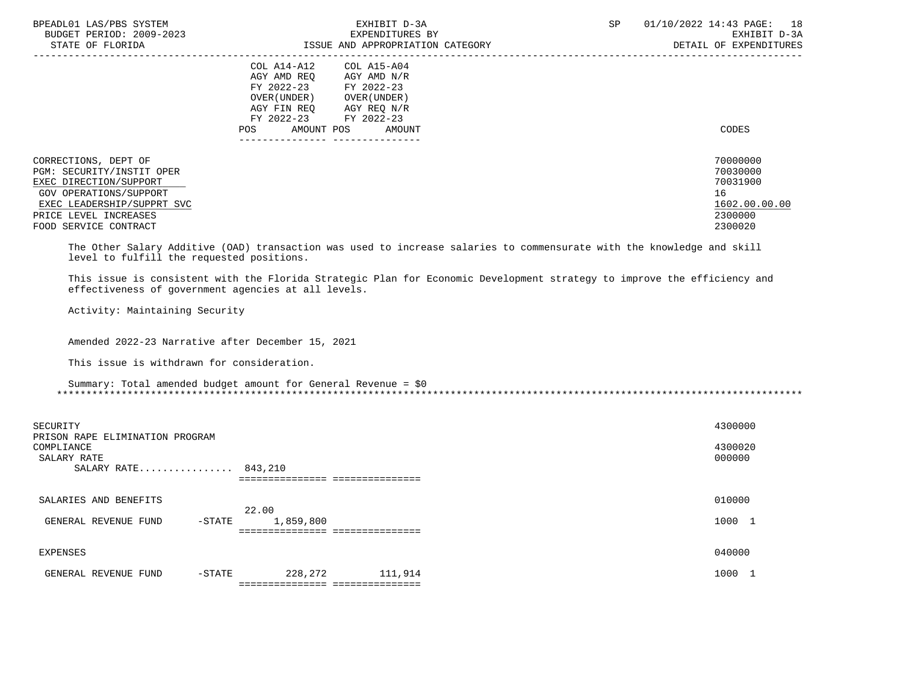| | COL A14-A12 AGY AMD REQ FY 2022-23 OVER(UNDER) AGY FIN REQ FY 2022-23 POS AMOUNT | COL A15-A04 AGY AMD N/R FY 2022-23 OVER(UNDER) AGY REQ N/R FY 2022-23 POS AMOUNT | CODES |
|---|---|---|---|
| CORRECTIONS, DEPT OF | | | 70000000 |
| PGM: SECURITY/INSTIT OPER | | | 70030000 |
| EXEC DIRECTION/SUPPORT | | | 70031900 |
| GOV OPERATIONS/SUPPORT | | | 16 |
| EXEC LEADERSHIP/SUPPRT SVC | | | 1602.00.00.00 |
| PRICE LEVEL INCREASES | | | 2300000 |
| FOOD SERVICE CONTRACT | | | 2300020 |

The Other Salary Additive (OAD) transaction was used to increase salaries to commensurate with the knowledge and skill level to fulfill the requested positions.

This issue is consistent with the Florida Strategic Plan for Economic Development strategy to improve the efficiency and effectiveness of government agencies at all levels.

Activity: Maintaining Security

Amended 2022-23 Narrative after December 15, 2021

This issue is withdrawn for consideration.

Summary: Total amended budget amount for General Revenue = $0

*****************************************************************************************************************************

| | COL A14-A12 POS | COL A14-A12 AMOUNT | COL A15-A04 POS | COL A15-A04 AMOUNT | CODES |
|---|---|---|---|---|---|
| SECURITY | | | | | 4300000 |
| PRISON RAPE ELIMINATION PROGRAM COMPLIANCE | | | | | 4300020 |
| SALARY RATE | | | | | 000000 |
| SALARY RATE................ | | 843,210 | | | |
| SALARIES AND BENEFITS | | | | | 010000 |
| GENERAL REVENUE FUND -STATE | 22.00 | 1,859,800 | | | 1000 1 |
| EXPENSES | | | | | 040000 |
| GENERAL REVENUE FUND -STATE | | 228,272 | | 111,914 | 1000 1 |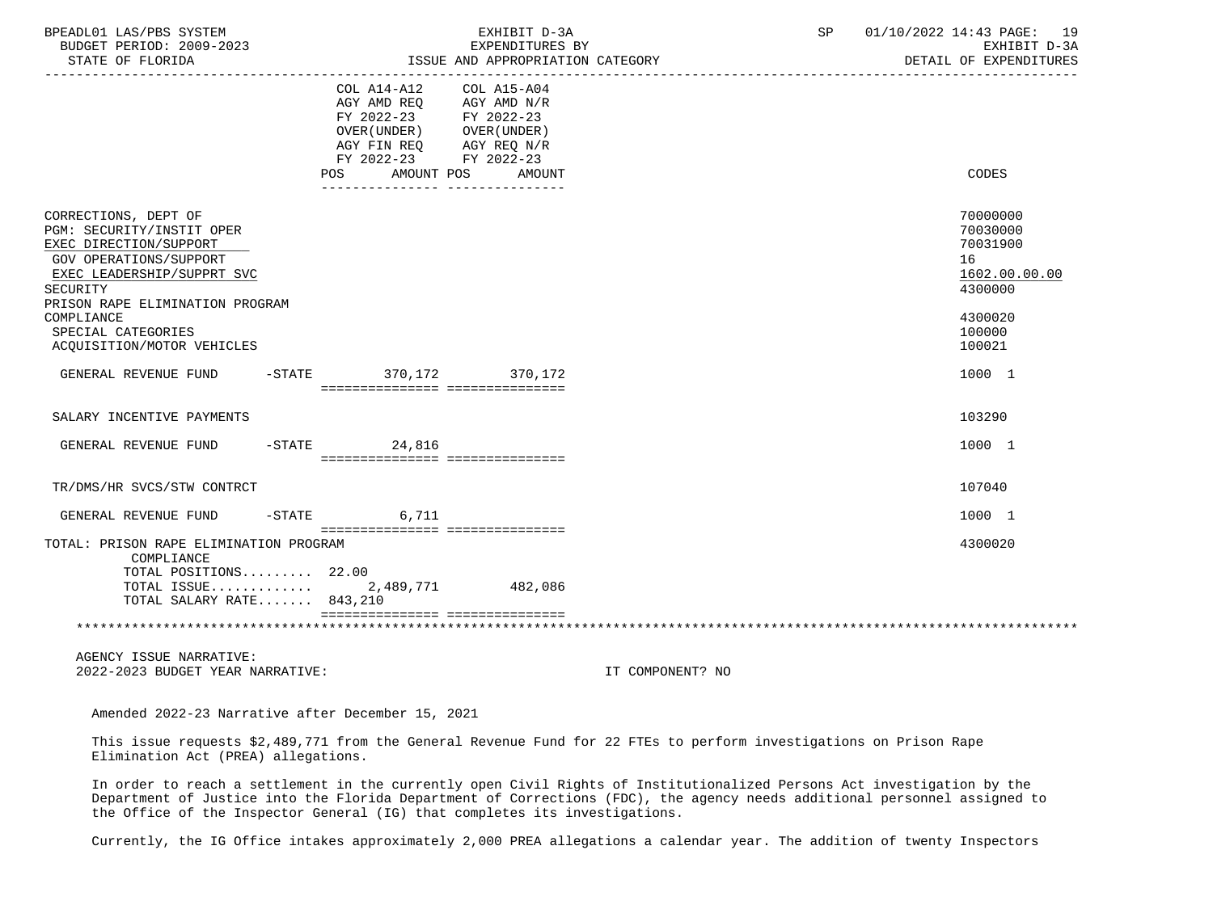| | COL A14-A12 AGY AMD REQ FY 2022-23 OVER(UNDER) AGY FIN REQ FY 2022-23 POS AMOUNT | COL A15-A04 AGY AMD N/R FY 2022-23 OVER(UNDER) AGY REQ N/R FY 2022-23 POS AMOUNT | CODES |
|---|---|---|---|
| CORRECTIONS, DEPT OF | | | 70000000 |
| PGM: SECURITY/INSTIT OPER | | | 70030000 |
| EXEC DIRECTION/SUPPORT | | | 70031900 |
| GOV OPERATIONS/SUPPORT | | | 16 |
| EXEC LEADERSHIP/SUPPRT SVC | | | 1602.00.00.00 |
| SECURITY | | | 4300000 |
| PRISON RAPE ELIMINATION PROGRAM COMPLIANCE | | | 4300020 |
| SPECIAL CATEGORIES | | | 100000 |
| ACQUISITION/MOTOR VEHICLES | | | 100021 |
| GENERAL REVENUE FUND -STATE | 370,172 | 370,172 | 1000 1 |
| SALARY INCENTIVE PAYMENTS | | | 103290 |
| GENERAL REVENUE FUND -STATE | 24,816 | | 1000 1 |
| TR/DMS/HR SVCS/STW CONTRCT | | | 107040 |
| GENERAL REVENUE FUND -STATE | 6,711 | | 1000 1 |
| TOTAL: PRISON RAPE ELIMINATION PROGRAM COMPLIANCE | | | 4300020 |
| TOTAL POSITIONS......... | 22.00 | | |
| TOTAL ISSUE............ | 2,489,771 | 482,086 | |
| TOTAL SALARY RATE....... | 843,210 | | |

AGENCY ISSUE NARRATIVE:

2022-2023 BUDGET YEAR NARRATIVE: IT COMPONENT? NO

Amended 2022-23 Narrative after December 15, 2021

This issue requests $2,489,771 from the General Revenue Fund for 22 FTEs to perform investigations on Prison Rape Elimination Act (PREA) allegations.

In order to reach a settlement in the currently open Civil Rights of Institutionalized Persons Act investigation by the Department of Justice into the Florida Department of Corrections (FDC), the agency needs additional personnel assigned to the Office of the Inspector General (IG) that completes its investigations.

Currently, the IG Office intakes approximately 2,000 PREA allegations a calendar year. The addition of twenty Inspectors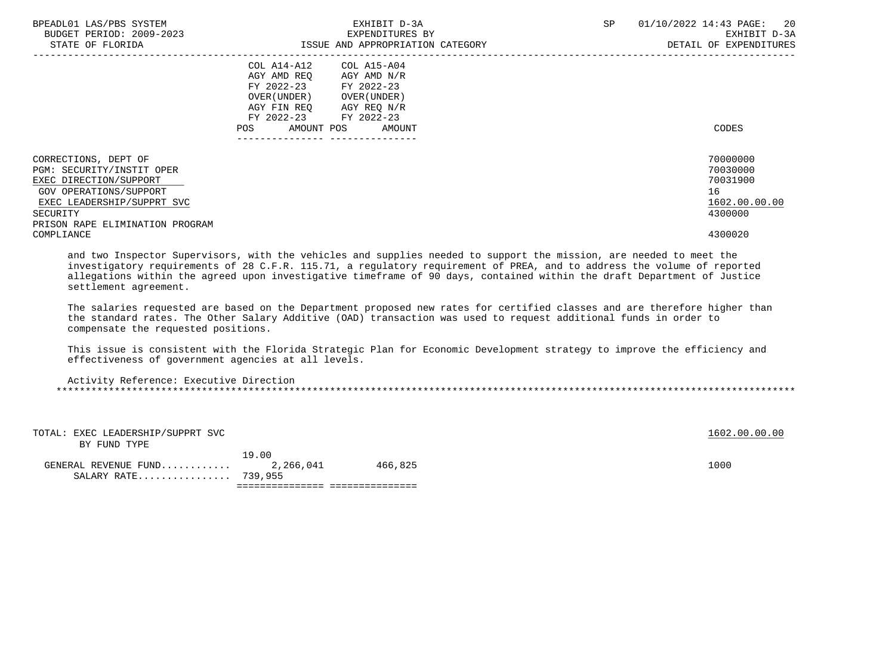| | COL A14-A12 AGY AMD REQ FY 2022-23 OVER(UNDER) AGY FIN REQ FY 2022-23 | | COL A15-A04 AGY AMD N/R FY 2022-23 OVER(UNDER) AGY REQ N/R FY 2022-23 | | |
|---|---|---|---|---|---|
| | POS | AMOUNT | POS | AMOUNT | CODES |
| CORRECTIONS, DEPT OF | | | | | 70000000 |
| PGM: SECURITY/INSTIT OPER | | | | | 70030000 |
| EXEC DIRECTION/SUPPORT | | | | | 70031900 |
| GOV OPERATIONS/SUPPORT | | | | | 16 |
| EXEC LEADERSHIP/SUPPRT SVC | | | | | 1602.00.00.00 |
| SECURITY | | | | | 4300000 |
| PRISON RAPE ELIMINATION PROGRAM COMPLIANCE | | | | | 4300020 |

and two Inspector Supervisors, with the vehicles and supplies needed to support the mission, are needed to meet the investigatory requirements of 28 C.F.R. 115.71, a regulatory requirement of PREA, and to address the volume of reported allegations within the agreed upon investigative timeframe of 90 days, contained within the draft Department of Justice settlement agreement.

The salaries requested are based on the Department proposed new rates for certified classes and are therefore higher than the standard rates. The Other Salary Additive (OAD) transaction was used to request additional funds in order to compensate the requested positions.

This issue is consistent with the Florida Strategic Plan for Economic Development strategy to improve the efficiency and effectiveness of government agencies at all levels.

Activity Reference: Executive Direction

| | POS | AMOUNT | POS | AMOUNT | CODES |
|---|---|---|---|---|---|
| TOTAL: EXEC LEADERSHIP/SUPPRT SVC | | | | | 1602.00.00.00 |
| BY FUND TYPE | | | | | |
| GENERAL REVENUE FUND | 19.00 | 2,266,041 | | 466,825 | 1000 |
| SALARY RATE | | 739,955 | | | |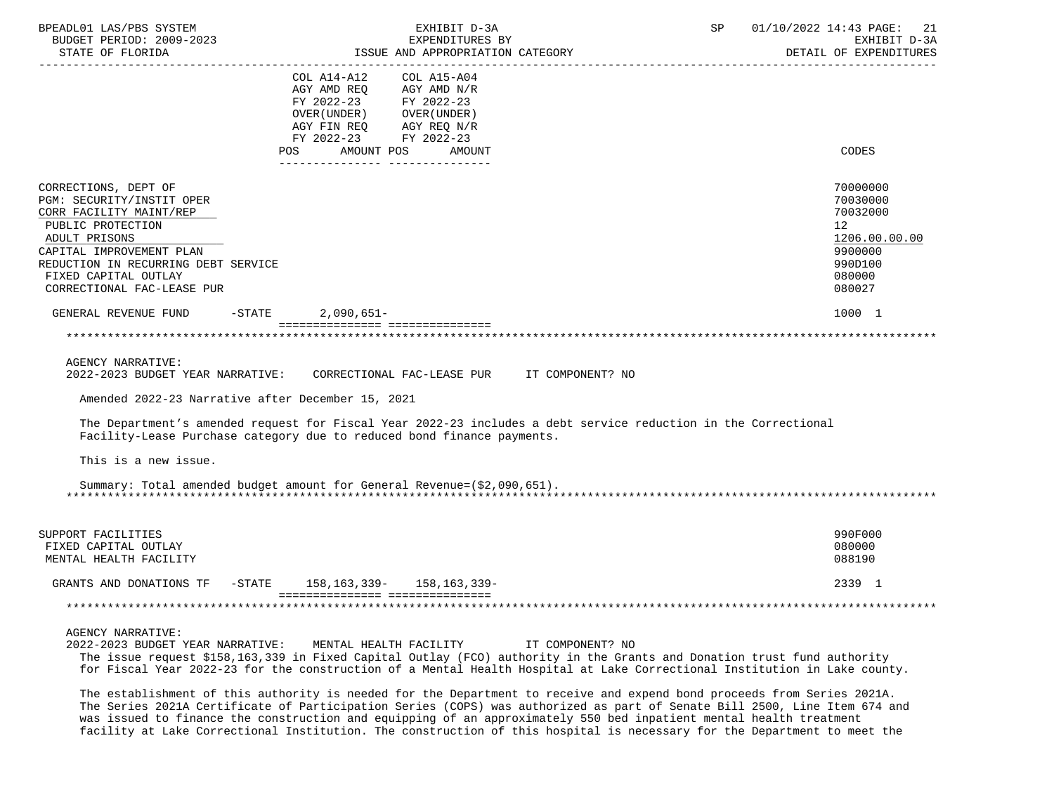BPEADL01 LAS/PBS SYSTEM — EXHIBIT D-3A — EXPENDITURES BY ISSUE AND APPROPRIATION CATEGORY

BUDGET PERIOD: 2009-2023 — STATE OF FLORIDA — SP 01/10/2022 14:43 — EXHIBIT D-3A DETAIL OF EXPENDITURES

| | COL A14-A12 AGY AMD REQ FY 2022-23 OVER(UNDER) AGY FIN REQ FY 2022-23 POS | AMOUNT | COL A15-A04 AGY AMD N/R FY 2022-23 OVER(UNDER) AGY REQ N/R FY 2022-23 POS | AMOUNT | CODES |
|---|---|---|---|---|---|
| CORRECTIONS, DEPT OF | | | | | 70000000 |
| PGM: SECURITY/INSTIT OPER | | | | | 70030000 |
| CORR FACILITY MAINT/REP | | | | | 70032000 |
| PUBLIC PROTECTION | | | | | 12 |
| ADULT PRISONS | | | | | 1206.00.00.00 |
| CAPITAL IMPROVEMENT PLAN | | | | | 9900000 |
| REDUCTION IN RECURRING DEBT SERVICE | | | | | 990D100 |
| FIXED CAPITAL OUTLAY | | | | | 080000 |
| CORRECTIONAL FAC-LEASE PUR | | | | | 080027 |
| GENERAL REVENUE FUND -STATE | | 2,090,651- | | | 1000 1 |

AGENCY NARRATIVE:
2022-2023 BUDGET YEAR NARRATIVE: CORRECTIONAL FAC-LEASE PUR IT COMPONENT? NO

Amended 2022-23 Narrative after December 15, 2021

The Department's amended request for Fiscal Year 2022-23 includes a debt service reduction in the Correctional Facility-Lease Purchase category due to reduced bond finance payments.

This is a new issue.

Summary: Total amended budget amount for General Revenue=($2,090,651).

| | POS | AMOUNT | POS | AMOUNT | CODES |
|---|---|---|---|---|---|
| SUPPORT FACILITIES | | | | | 990F000 |
| FIXED CAPITAL OUTLAY | | | | | 080000 |
| MENTAL HEALTH FACILITY | | | | | 088190 |
| GRANTS AND DONATIONS TF -STATE | | 158,163,339- | | 158,163,339- | 2339 1 |

AGENCY NARRATIVE:
2022-2023 BUDGET YEAR NARRATIVE: MENTAL HEALTH FACILITY IT COMPONENT? NO

The issue request $158,163,339 in Fixed Capital Outlay (FCO) authority in the Grants and Donation trust fund authority for Fiscal Year 2022-23 for the construction of a Mental Health Hospital at Lake Correctional Institution in Lake county.

The establishment of this authority is needed for the Department to receive and expend bond proceeds from Series 2021A. The Series 2021A Certificate of Participation Series (COPS) was authorized as part of Senate Bill 2500, Line Item 674 and was issued to finance the construction and equipping of an approximately 550 bed inpatient mental health treatment facility at Lake Correctional Institution. The construction of this hospital is necessary for the Department to meet the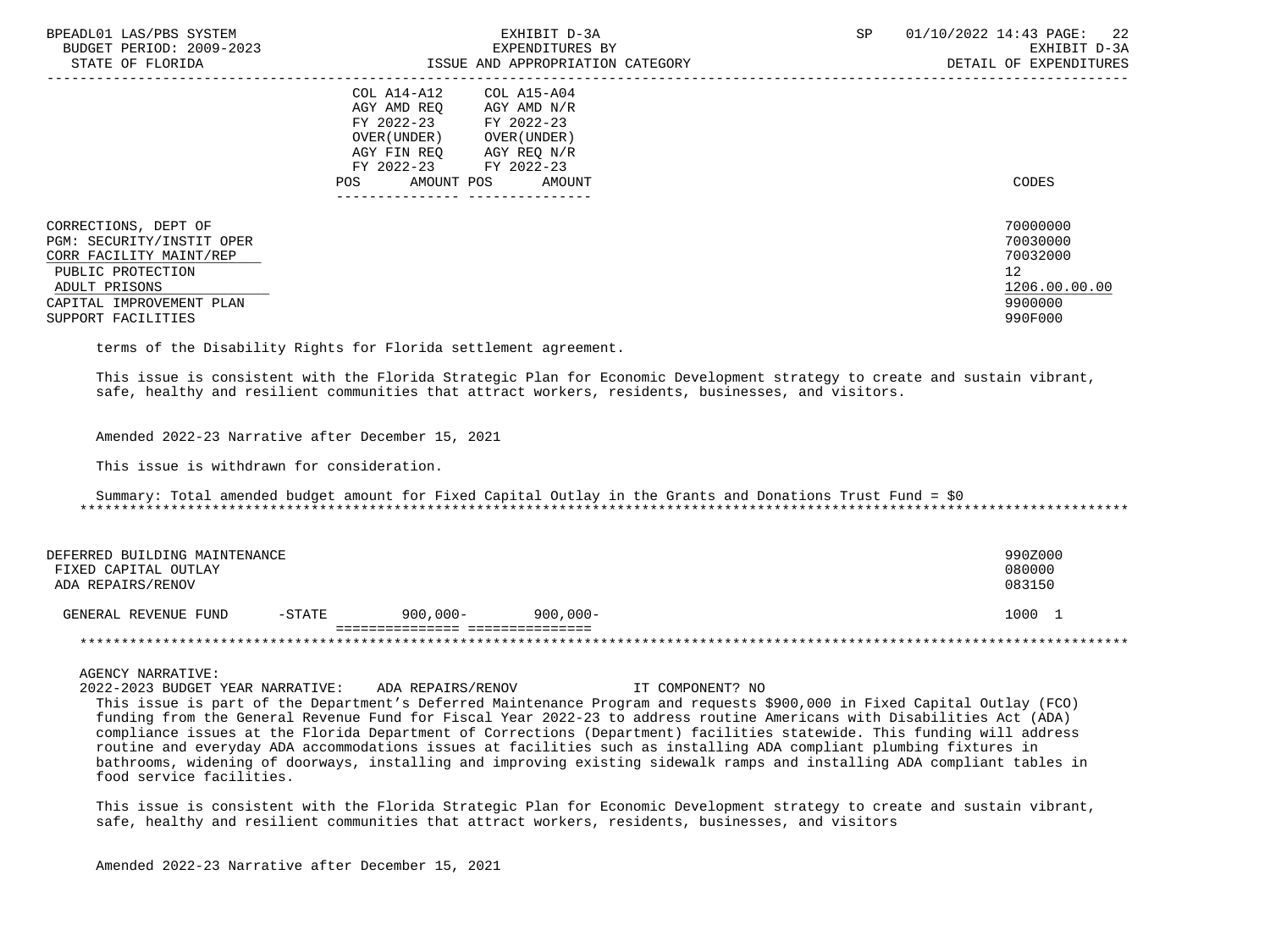| | COL A14-A12 AGY AMD REQ FY 2022-23 OVER(UNDER) AGY FIN REQ FY 2022-23 | | COL A15-A04 AGY AMD N/R FY 2022-23 OVER(UNDER) AGY REQ N/R FY 2022-23 | |
|---|---|---|---|---|
| | POS | AMOUNT | POS | AMOUNT | CODES |

CORRECTIONS, DEPT OF — 70000000
PGM: SECURITY/INSTIT OPER — 70030000
CORR FACILITY MAINT/REP — 70032000
PUBLIC PROTECTION — 12
ADULT PRISONS — 1206.00.00.00
CAPITAL IMPROVEMENT PLAN — 9900000
SUPPORT FACILITIES — 990F000

terms of the Disability Rights for Florida settlement agreement.

This issue is consistent with the Florida Strategic Plan for Economic Development strategy to create and sustain vibrant, safe, healthy and resilient communities that attract workers, residents, businesses, and visitors.

Amended 2022-23 Narrative after December 15, 2021

This issue is withdrawn for consideration.

Summary: Total amended budget amount for Fixed Capital Outlay in the Grants and Donations Trust Fund = $0

DEFERRED BUILDING MAINTENANCE — 990Z000
FIXED CAPITAL OUTLAY — 080000
ADA REPAIRS/RENOV — 083150

| | COL A14-A12 AMOUNT | COL A15-A04 AMOUNT | CODES |
|---|---|---|---|
| GENERAL REVENUE FUND -STATE | 900,000- | 900,000- | 1000 1 |

AGENCY NARRATIVE:
2022-2023 BUDGET YEAR NARRATIVE: ADA REPAIRS/RENOV IT COMPONENT? NO

This issue is part of the Department's Deferred Maintenance Program and requests $900,000 in Fixed Capital Outlay (FCO) funding from the General Revenue Fund for Fiscal Year 2022-23 to address routine Americans with Disabilities Act (ADA) compliance issues at the Florida Department of Corrections (Department) facilities statewide. This funding will address routine and everyday ADA accommodations issues at facilities such as installing ADA compliant plumbing fixtures in bathrooms, widening of doorways, installing and improving existing sidewalk ramps and installing ADA compliant tables in food service facilities.

This issue is consistent with the Florida Strategic Plan for Economic Development strategy to create and sustain vibrant, safe, healthy and resilient communities that attract workers, residents, businesses, and visitors

Amended 2022-23 Narrative after December 15, 2021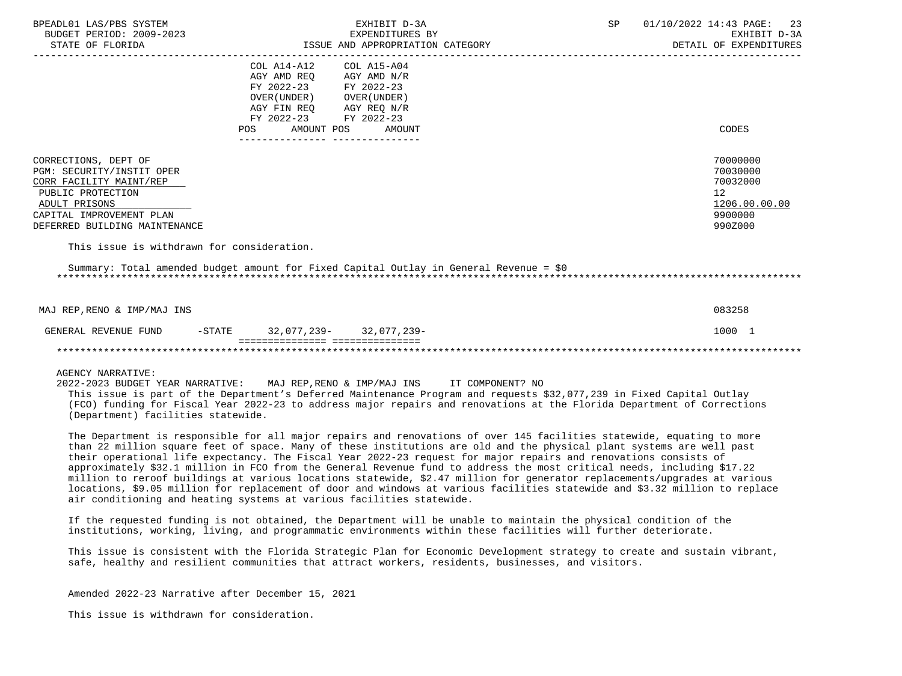BPEADL01 LAS/PBS SYSTEM — EXHIBIT D-3A — EXPENDITURES BY ISSUE AND APPROPRIATION CATEGORY — SP 01/10/2022 14:43
BUDGET PERIOD: 2009-2023 — STATE OF FLORIDA — EXHIBIT D-3A DETAIL OF EXPENDITURES

| | COL A14-A12 AGY AMD REQ FY 2022-23 OVER(UNDER) AGY FIN REQ FY 2022-23 POS AMOUNT | COL A15-A04 AGY AMD N/R FY 2022-23 OVER(UNDER) AGY REQ N/R FY 2022-23 POS AMOUNT | CODES |
|---|---|---|---|
| CORRECTIONS, DEPT OF | | | 70000000 |
| PGM: SECURITY/INSTIT OPER | | | 70030000 |
| CORR FACILITY MAINT/REP | | | 70032000 |
| PUBLIC PROTECTION | | | 12 |
| ADULT PRISONS | | | 1206.00.00.00 |
| CAPITAL IMPROVEMENT PLAN | | | 9900000 |
| DEFERRED BUILDING MAINTENANCE | | | 990Z000 |

This issue is withdrawn for consideration.

Summary: Total amended budget amount for Fixed Capital Outlay in General Revenue = $0

| | | | CODES |
|---|---|---|---|
| MAJ REP,RENO & IMP/MAJ INS | | | 083258 |
| GENERAL REVENUE FUND -STATE | 32,077,239- | 32,077,239- | 1000 1 |

AGENCY NARRATIVE:

2022-2023 BUDGET YEAR NARRATIVE: MAJ REP,RENO & IMP/MAJ INS IT COMPONENT? NO

This issue is part of the Department's Deferred Maintenance Program and requests $32,077,239 in Fixed Capital Outlay (FCO) funding for Fiscal Year 2022-23 to address major repairs and renovations at the Florida Department of Corrections (Department) facilities statewide.

The Department is responsible for all major repairs and renovations of over 145 facilities statewide, equating to more than 22 million square feet of space. Many of these institutions are old and the physical plant systems are well past their operational life expectancy. The Fiscal Year 2022-23 request for major repairs and renovations consists of approximately $32.1 million in FCO from the General Revenue fund to address the most critical needs, including $17.22 million to reroof buildings at various locations statewide, $2.47 million for generator replacements/upgrades at various locations, $9.05 million for replacement of door and windows at various facilities statewide and $3.32 million to replace air conditioning and heating systems at various facilities statewide.

If the requested funding is not obtained, the Department will be unable to maintain the physical condition of the institutions, working, living, and programmatic environments within these facilities will further deteriorate.

This issue is consistent with the Florida Strategic Plan for Economic Development strategy to create and sustain vibrant, safe, healthy and resilient communities that attract workers, residents, businesses, and visitors.

Amended 2022-23 Narrative after December 15, 2021

This issue is withdrawn for consideration.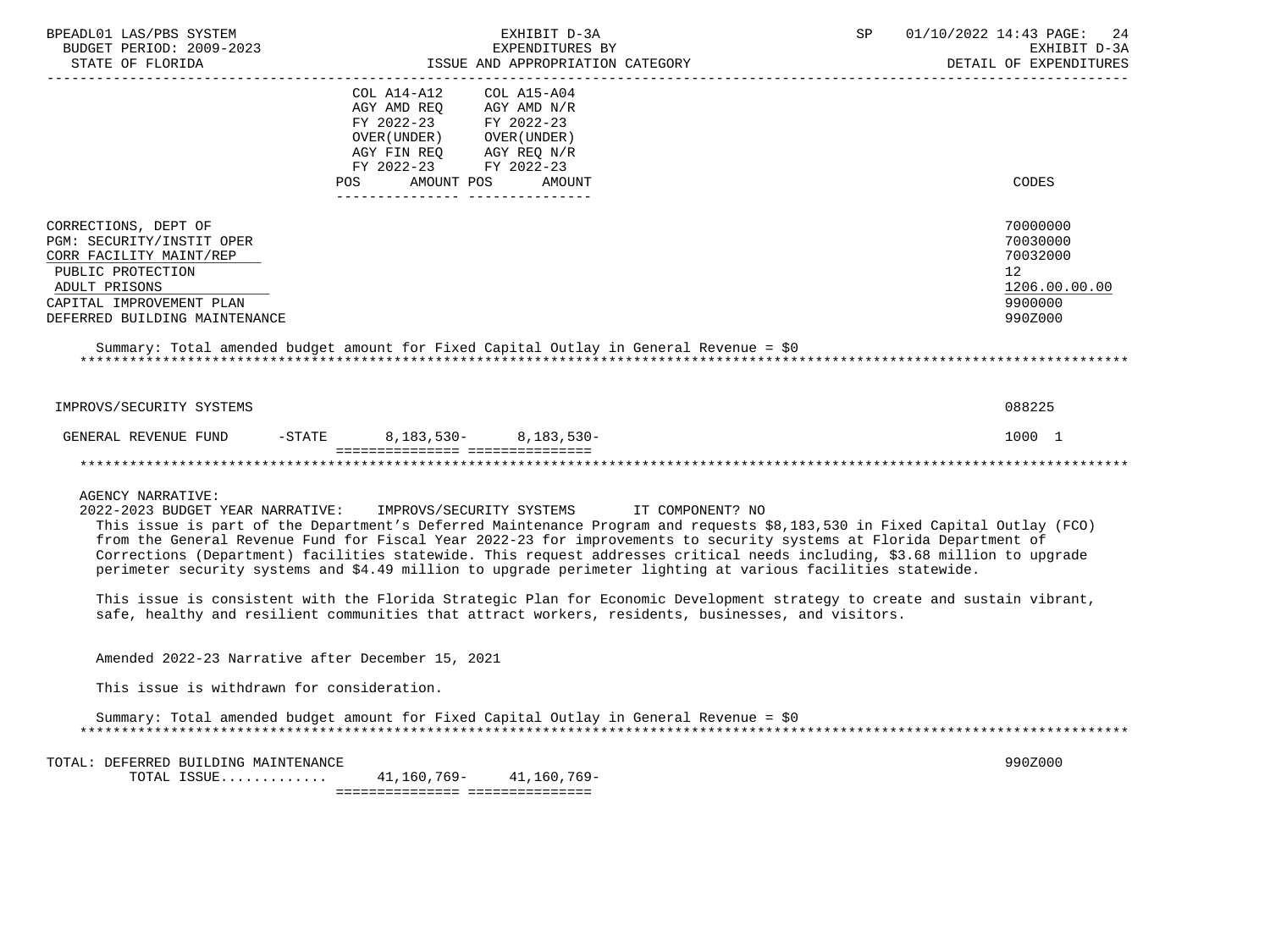| | COL A14-A12 AGY AMD REQ FY 2022-23 OVER(UNDER) AGY FIN REQ FY 2022-23 | | COL A15-A04 AGY AMD N/R FY 2022-23 OVER(UNDER) AGY REQ N/R FY 2022-23 | | CODES |
|---|---|---|---|---|---|
| | POS | AMOUNT | POS | AMOUNT | |
| CORRECTIONS, DEPT OF | | | | | 70000000 |
| PGM: SECURITY/INSTIT OPER | | | | | 70030000 |
| CORR FACILITY MAINT/REP | | | | | 70032000 |
| PUBLIC PROTECTION | | | | | 12 |
| ADULT PRISONS | | | | | 1206.00.00.00 |
| CAPITAL IMPROVEMENT PLAN | | | | | 9900000 |
| DEFERRED BUILDING MAINTENANCE | | | | | 990Z000 |

Summary: Total amended budget amount for Fixed Capital Outlay in General Revenue = $0

************************************************************************************************************************

| | | | | | |
|---|---|---|---|---|---|
| IMPROVS/SECURITY SYSTEMS | | | | | 088225 |
| GENERAL REVENUE FUND -STATE | | 8,183,530- | | 8,183,530- | 1000 1 |

************************************************************************************************************************

AGENCY NARRATIVE:

2022-2023 BUDGET YEAR NARRATIVE: IMPROVS/SECURITY SYSTEMS IT COMPONENT? NO

This issue is part of the Department's Deferred Maintenance Program and requests $8,183,530 in Fixed Capital Outlay (FCO) from the General Revenue Fund for Fiscal Year 2022-23 for improvements to security systems at Florida Department of Corrections (Department) facilities statewide. This request addresses critical needs including, $3.68 million to upgrade perimeter security systems and $4.49 million to upgrade perimeter lighting at various facilities statewide.

This issue is consistent with the Florida Strategic Plan for Economic Development strategy to create and sustain vibrant, safe, healthy and resilient communities that attract workers, residents, businesses, and visitors.

Amended 2022-23 Narrative after December 15, 2021

This issue is withdrawn for consideration.

Summary: Total amended budget amount for Fixed Capital Outlay in General Revenue = $0

************************************************************************************************************************

| | | | | | |
|---|---|---|---|---|---|
| TOTAL: DEFERRED BUILDING MAINTENANCE | | | | | 990Z000 |
| TOTAL ISSUE............. | | 41,160,769- | | 41,160,769- | |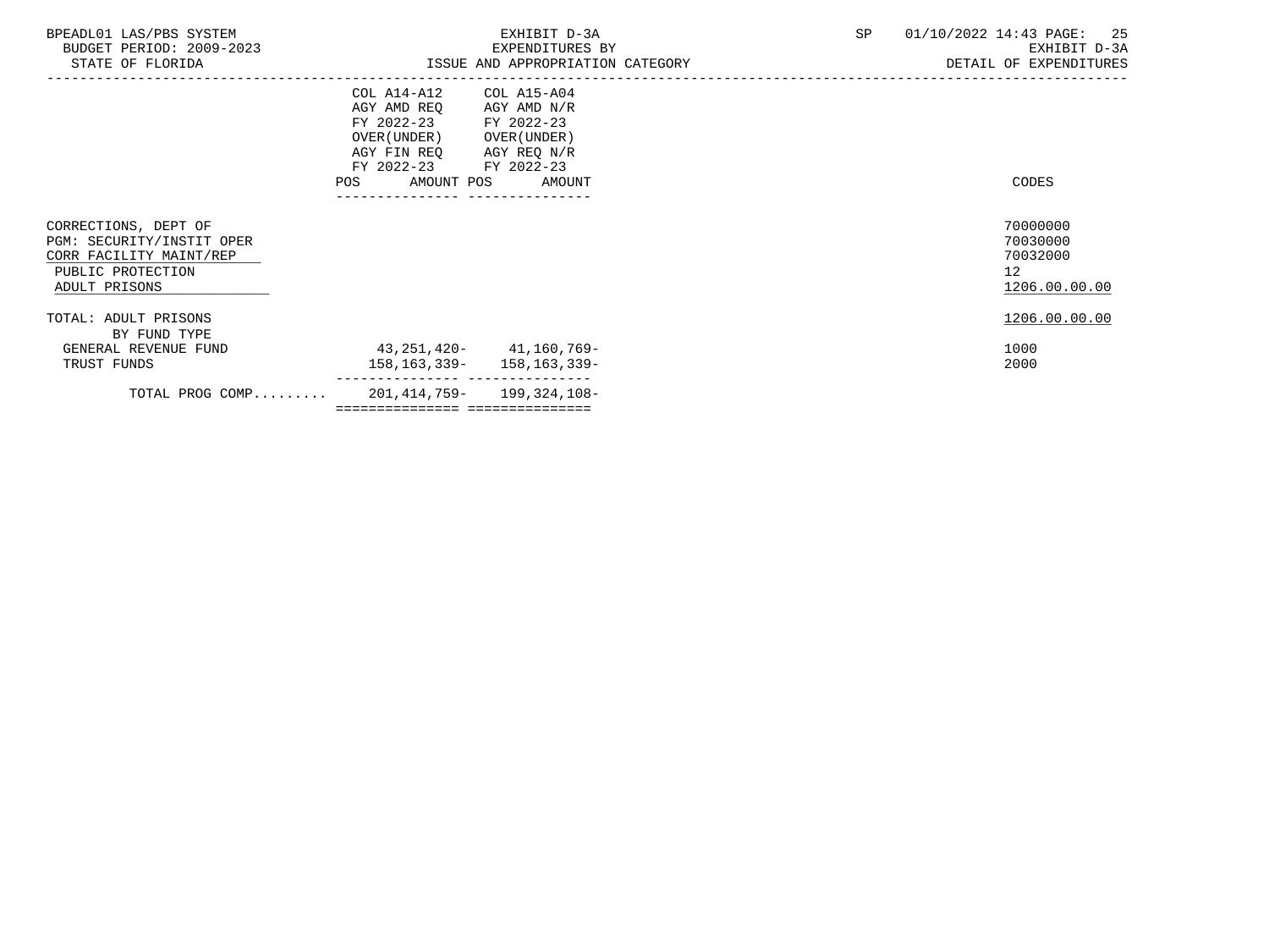BPEADL01 LAS/PBS SYSTEM
BUDGET PERIOD: 2009-2023
STATE OF FLORIDA

EXHIBIT D-3A
EXPENDITURES BY
ISSUE AND APPROPRIATION CATEGORY

SP 01/10/2022 14:43
EXHIBIT D-3A
DETAIL OF EXPENDITURES

| | COL A14-A12 AGY AMD REQ FY 2022-23 OVER(UNDER) AGY FIN REQ FY 2022-23 POS AMOUNT | COL A15-A04 AGY AMD N/R FY 2022-23 OVER(UNDER) AGY REQ N/R FY 2022-23 POS AMOUNT | CODES |
|---|---|---|---|
| CORRECTIONS, DEPT OF | | | 70000000 |
| PGM: SECURITY/INSTIT OPER | | | 70030000 |
| CORR FACILITY MAINT/REP | | | 70032000 |
| PUBLIC PROTECTION | | | 12 |
| ADULT PRISONS | | | 1206.00.00.00 |
| TOTAL: ADULT PRISONS | | | 1206.00.00.00 |
| BY FUND TYPE | | | |
| GENERAL REVENUE FUND | 43,251,420- | 41,160,769- | 1000 |
| TRUST FUNDS | 158,163,339- | 158,163,339- | 2000 |
| TOTAL PROG COMP......... | 201,414,759- | 199,324,108- | |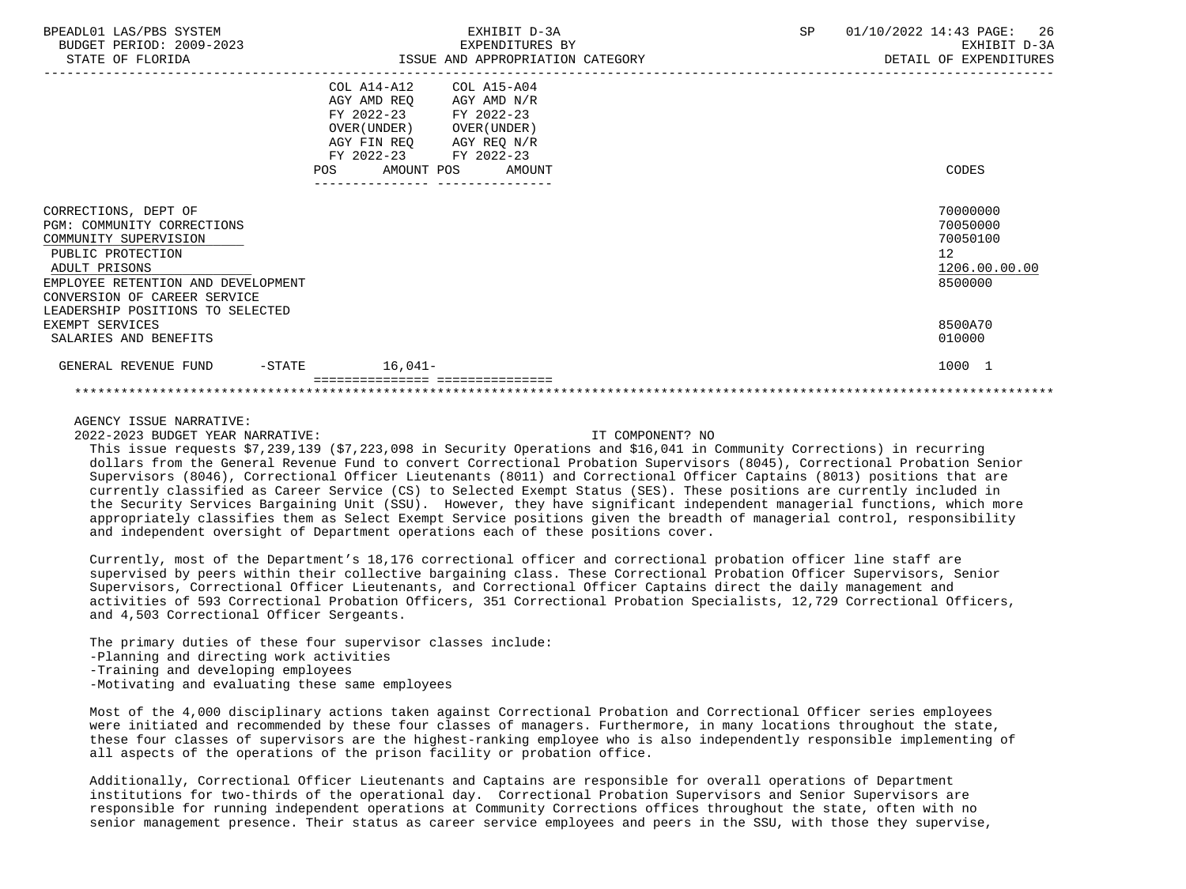| | COL A14-A12 AGY AMD REQ FY 2022-23 OVER(UNDER) AGY FIN REQ FY 2022-23 | | COL A15-A04 AGY AMD N/R FY 2022-23 OVER(UNDER) AGY REQ N/R FY 2022-23 | | CODES |
|---|---|---|---|---|---|
| | POS | AMOUNT | POS | AMOUNT | |
| CORRECTIONS, DEPT OF | | | | | 70000000 |
| PGM: COMMUNITY CORRECTIONS | | | | | 70050000 |
| COMMUNITY SUPERVISION | | | | | 70050100 |
| PUBLIC PROTECTION | | | | | 12 |
| ADULT PRISONS | | | | | 1206.00.00.00 |
| EMPLOYEE RETENTION AND DEVELOPMENT | | | | | 8500000 |
| CONVERSION OF CAREER SERVICE LEADERSHIP POSITIONS TO SELECTED EXEMPT SERVICES | | | | | 8500A70 |
| SALARIES AND BENEFITS | | | | | 010000 |
| GENERAL REVENUE FUND -STATE | | 16,041- | | | 1000 1 |

AGENCY ISSUE NARRATIVE:

2022-2023 BUDGET YEAR NARRATIVE: IT COMPONENT? NO

This issue requests $7,239,139 ($7,223,098 in Security Operations and $16,041 in Community Corrections) in recurring dollars from the General Revenue Fund to convert Correctional Probation Supervisors (8045), Correctional Probation Senior Supervisors (8046), Correctional Officer Lieutenants (8011) and Correctional Officer Captains (8013) positions that are currently classified as Career Service (CS) to Selected Exempt Status (SES). These positions are currently included in the Security Services Bargaining Unit (SSU). However, they have significant independent managerial functions, which more appropriately classifies them as Select Exempt Service positions given the breadth of managerial control, responsibility and independent oversight of Department operations each of these positions cover.

Currently, most of the Department's 18,176 correctional officer and correctional probation officer line staff are supervised by peers within their collective bargaining class. These Correctional Probation Officer Supervisors, Senior Supervisors, Correctional Officer Lieutenants, and Correctional Officer Captains direct the daily management and activities of 593 Correctional Probation Officers, 351 Correctional Probation Specialists, 12,729 Correctional Officers, and 4,503 Correctional Officer Sergeants.

The primary duties of these four supervisor classes include:
- Planning and directing work activities
- Training and developing employees
- Motivating and evaluating these same employees

Most of the 4,000 disciplinary actions taken against Correctional Probation and Correctional Officer series employees were initiated and recommended by these four classes of managers. Furthermore, in many locations throughout the state, these four classes of supervisors are the highest-ranking employee who is also independently responsible implementing of all aspects of the operations of the prison facility or probation office.

Additionally, Correctional Officer Lieutenants and Captains are responsible for overall operations of Department institutions for two-thirds of the operational day. Correctional Probation Supervisors and Senior Supervisors are responsible for running independent operations at Community Corrections offices throughout the state, often with no senior management presence. Their status as career service employees and peers in the SSU, with those they supervise,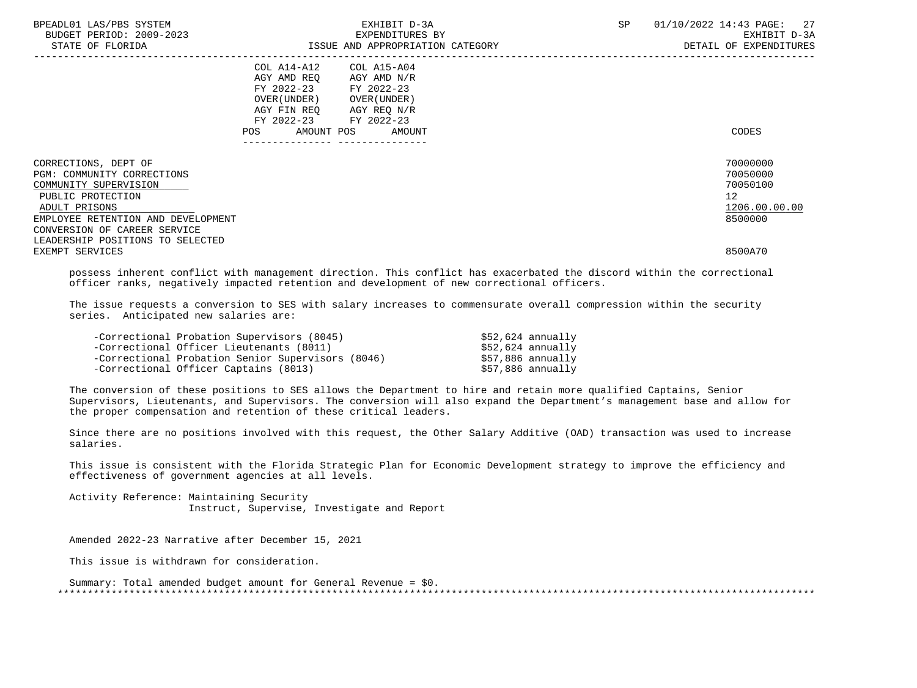| | COL A14-A12 AGY AMD REQ FY 2022-23 OVER(UNDER) AGY FIN REQ FY 2022-23 | | COL A15-A04 AGY AMD N/R FY 2022-23 OVER(UNDER) AGY REQ N/R FY 2022-23 | | CODES |
|---|---|---|---|---|---|
| | POS | AMOUNT | POS | AMOUNT | |
| CORRECTIONS, DEPT OF | | | | | 70000000 |
| PGM: COMMUNITY CORRECTIONS | | | | | 70050000 |
| COMMUNITY SUPERVISION | | | | | 70050100 |
| PUBLIC PROTECTION | | | | | 12 |
| ADULT PRISONS | | | | | 1206.00.00.00 |
| EMPLOYEE RETENTION AND DEVELOPMENT | | | | | 8500000 |
| CONVERSION OF CAREER SERVICE LEADERSHIP POSITIONS TO SELECTED EXEMPT SERVICES | | | | | 8500A70 |

possess inherent conflict with management direction. This conflict has exacerbated the discord within the correctional officer ranks, negatively impacted retention and development of new correctional officers.

The issue requests a conversion to SES with salary increases to commensurate overall compression within the security series. Anticipated new salaries are:

| | |
|---|---|
| -Correctional Probation Supervisors (8045) | $52,624 annually |
| -Correctional Officer Lieutenants (8011) | $52,624 annually |
| -Correctional Probation Senior Supervisors (8046) | $57,886 annually |
| -Correctional Officer Captains (8013) | $57,886 annually |

The conversion of these positions to SES allows the Department to hire and retain more qualified Captains, Senior Supervisors, Lieutenants, and Supervisors. The conversion will also expand the Department's management base and allow for the proper compensation and retention of these critical leaders.

Since there are no positions involved with this request, the Other Salary Additive (OAD) transaction was used to increase salaries.

This issue is consistent with the Florida Strategic Plan for Economic Development strategy to improve the efficiency and effectiveness of government agencies at all levels.

Activity Reference: Maintaining Security
Instruct, Supervise, Investigate and Report

Amended 2022-23 Narrative after December 15, 2021

This issue is withdrawn for consideration.

Summary: Total amended budget amount for General Revenue = $0.

*******************************************************************************************************************************